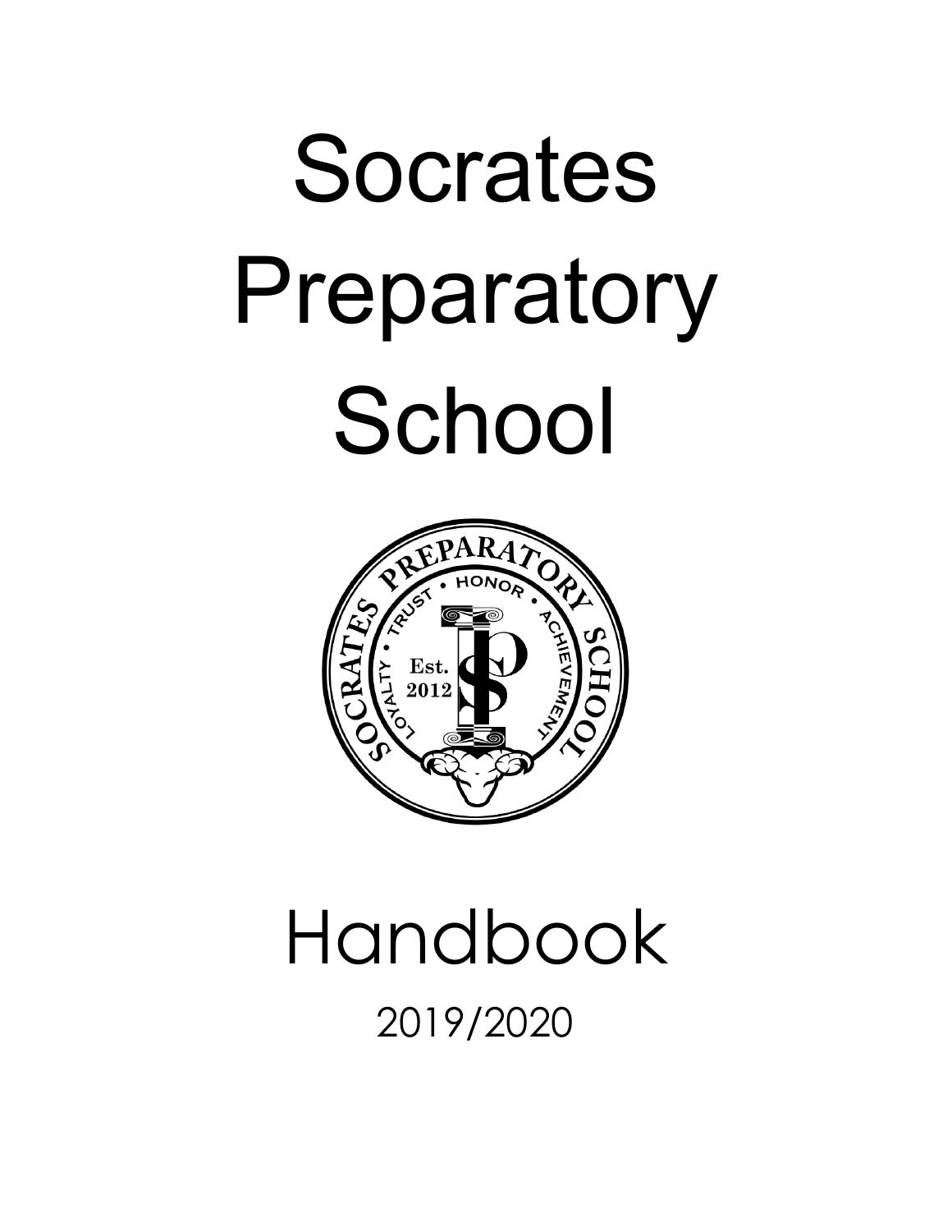# Socrates Preparatory School

# Handbook

2019/2020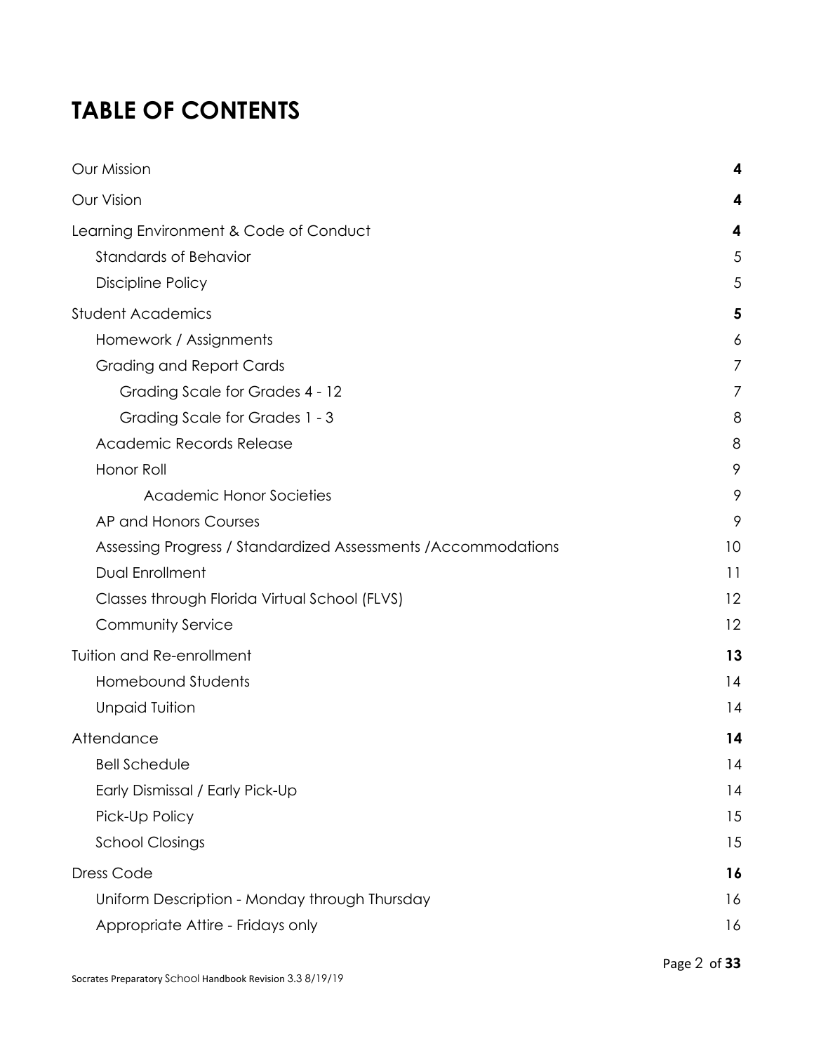# TABLE OF CONTENTS

| | |
|---|---|
| Our Mission | **4** |
| Our Vision | **4** |
| Learning Environment & Code of Conduct | **4** |
| Standards of Behavior | 5 |
| Discipline Policy | 5 |
| Student Academics | **5** |
| Homework / Assignments | 6 |
| Grading and Report Cards | 7 |
| Grading Scale for Grades 4 - 12 | 7 |
| Grading Scale for Grades 1 - 3 | 8 |
| Academic Records Release | 8 |
| Honor Roll | 9 |
| Academic Honor Societies | 9 |
| AP and Honors Courses | 9 |
| Assessing Progress / Standardized Assessments /Accommodations | 10 |
| Dual Enrollment | 11 |
| Classes through Florida Virtual School (FLVS) | 12 |
| Community Service | 12 |
| Tuition and Re-enrollment | **13** |
| Homebound Students | 14 |
| Unpaid Tuition | 14 |
| Attendance | **14** |
| Bell Schedule | 14 |
| Early Dismissal / Early Pick-Up | 14 |
| Pick-Up Policy | 15 |
| School Closings | 15 |
| Dress Code | **16** |
| Uniform Description - Monday through Thursday | 16 |
| Appropriate Attire - Fridays only | 16 |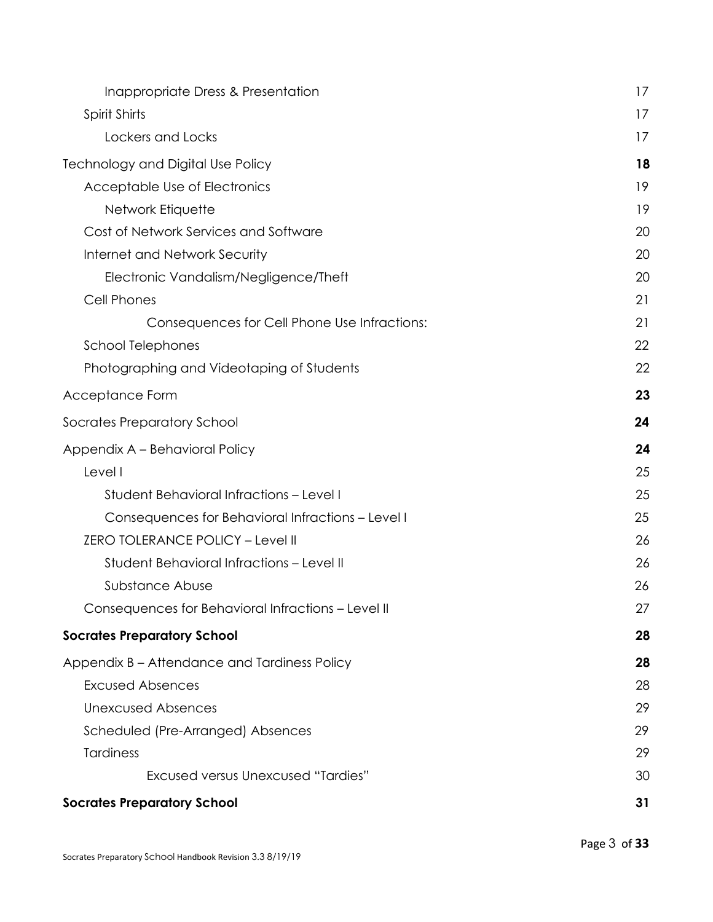| | |
|---|---|
| Inappropriate Dress & Presentation | 17 |
| Spirit Shirts | 17 |
| Lockers and Locks | 17 |
| Technology and Digital Use Policy | **18** |
| Acceptable Use of Electronics | 19 |
| Network Etiquette | 19 |
| Cost of Network Services and Software | 20 |
| Internet and Network Security | 20 |
| Electronic Vandalism/Negligence/Theft | 20 |
| Cell Phones | 21 |
| Consequences for Cell Phone Use Infractions: | 21 |
| School Telephones | 22 |
| Photographing and Videotaping of Students | 22 |
| Acceptance Form | **23** |
| Socrates Preparatory School | **24** |
| Appendix A – Behavioral Policy | **24** |
| Level I | 25 |
| Student Behavioral Infractions – Level I | 25 |
| Consequences for Behavioral Infractions – Level I | 25 |
| ZERO TOLERANCE POLICY – Level II | 26 |
| Student Behavioral Infractions – Level II | 26 |
| Substance Abuse | 26 |
| Consequences for Behavioral Infractions – Level II | 27 |
| **Socrates Preparatory School** | **28** |
| Appendix B – Attendance and Tardiness Policy | **28** |
| Excused Absences | 28 |
| Unexcused Absences | 29 |
| Scheduled (Pre-Arranged) Absences | 29 |
| Tardiness | 29 |
| Excused versus Unexcused "Tardies" | 30 |
| **Socrates Preparatory School** | **31** |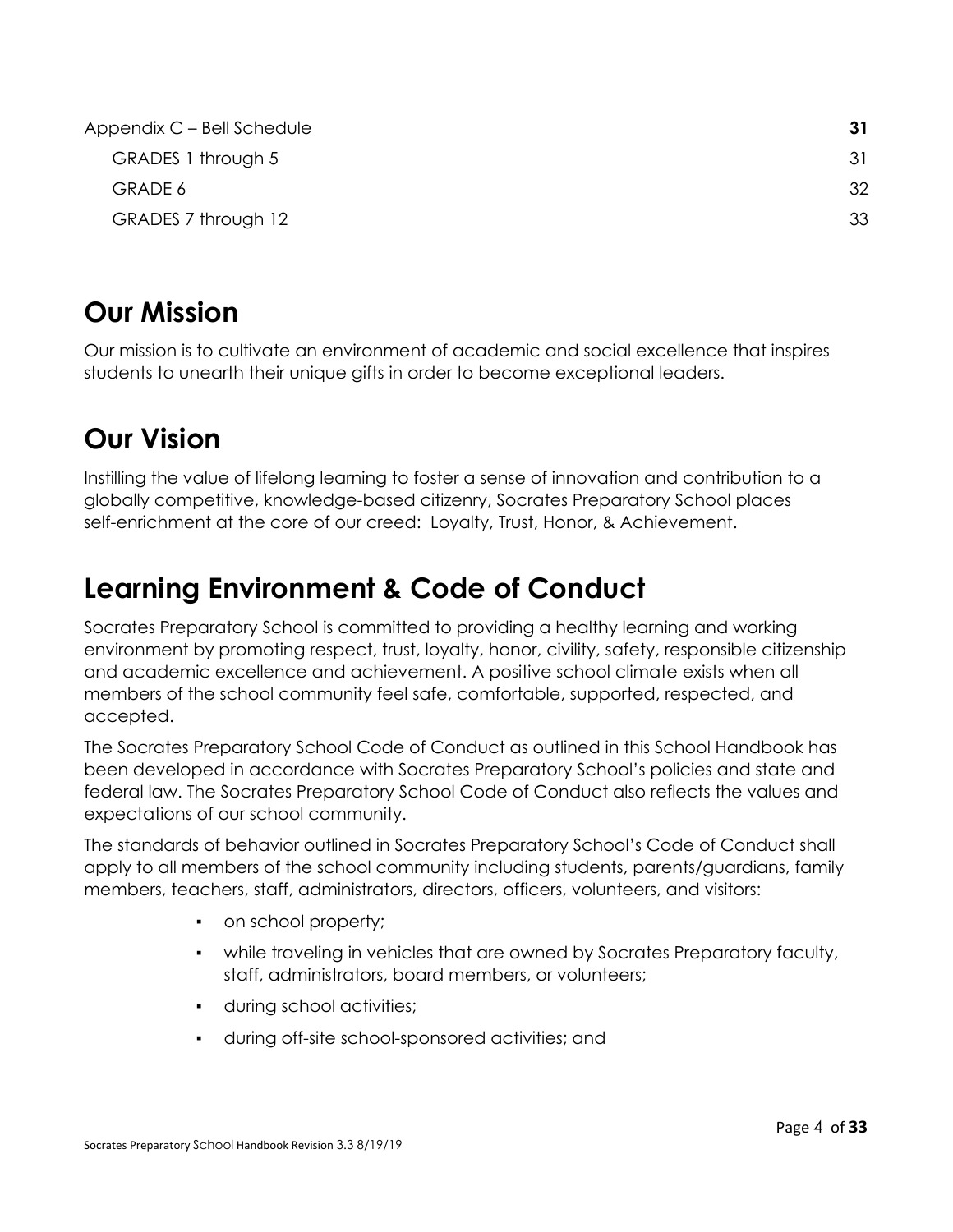| | |
|---|---|
| Appendix C – Bell Schedule | **31** |
| GRADES 1 through 5 | 31 |
| GRADE 6 | 32 |
| GRADES 7 through 12 | 33 |

# Our Mission

Our mission is to cultivate an environment of academic and social excellence that inspires students to unearth their unique gifts in order to become exceptional leaders.

# Our Vision

Instilling the value of lifelong learning to foster a sense of innovation and contribution to a globally competitive, knowledge-based citizenry, Socrates Preparatory School places self-enrichment at the core of our creed: Loyalty, Trust, Honor, & Achievement.

# Learning Environment & Code of Conduct

Socrates Preparatory School is committed to providing a healthy learning and working environment by promoting respect, trust, loyalty, honor, civility, safety, responsible citizenship and academic excellence and achievement. A positive school climate exists when all members of the school community feel safe, comfortable, supported, respected, and accepted.

The Socrates Preparatory School Code of Conduct as outlined in this School Handbook has been developed in accordance with Socrates Preparatory School's policies and state and federal law. The Socrates Preparatory School Code of Conduct also reflects the values and expectations of our school community.

The standards of behavior outlined in Socrates Preparatory School's Code of Conduct shall apply to all members of the school community including students, parents/guardians, family members, teachers, staff, administrators, directors, officers, volunteers, and visitors:

- on school property;
- while traveling in vehicles that are owned by Socrates Preparatory faculty, staff, administrators, board members, or volunteers;
- during school activities;
- during off-site school-sponsored activities; and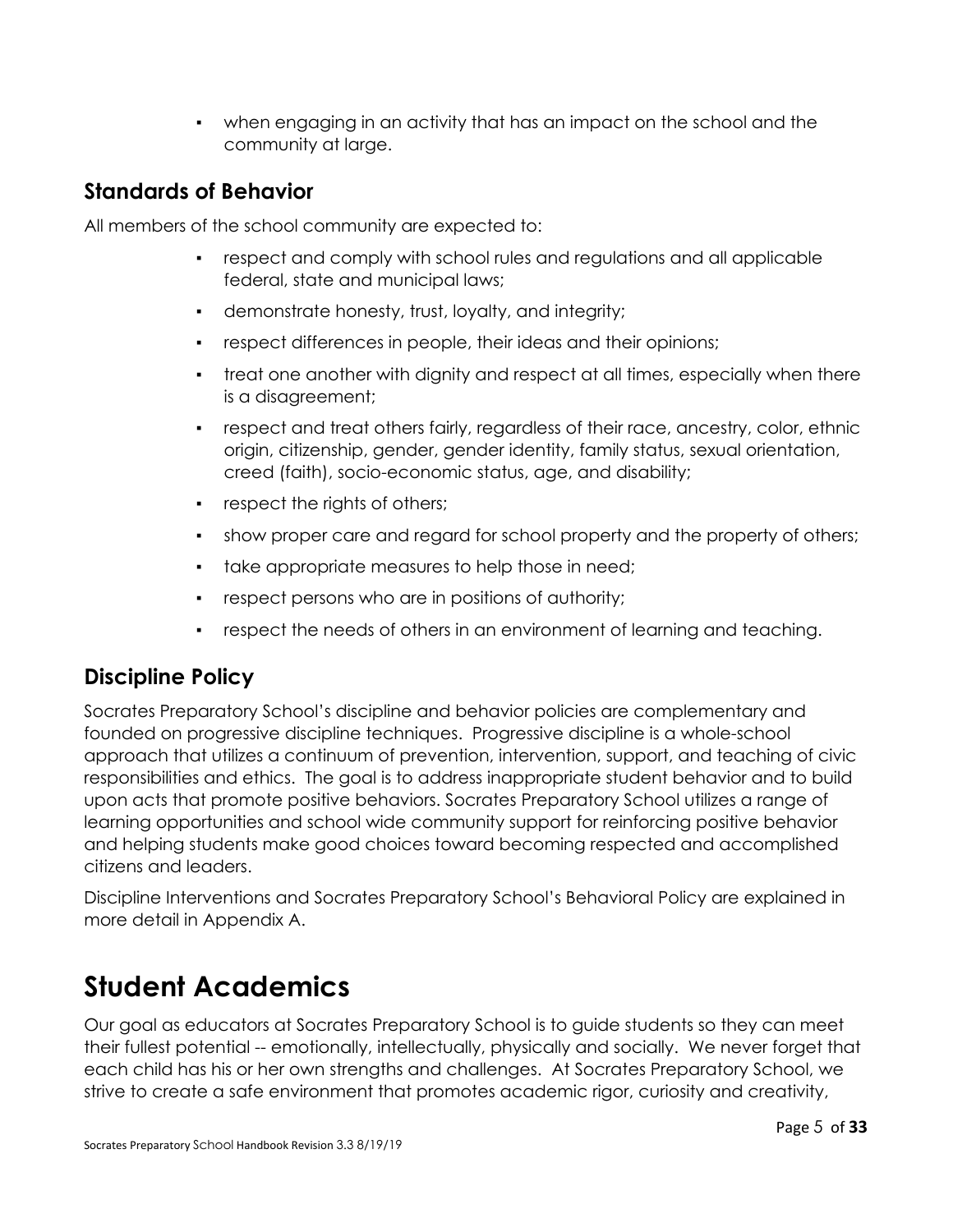- when engaging in an activity that has an impact on the school and the community at large.

## Standards of Behavior

All members of the school community are expected to:

- respect and comply with school rules and regulations and all applicable federal, state and municipal laws;
- demonstrate honesty, trust, loyalty, and integrity;
- respect differences in people, their ideas and their opinions;
- treat one another with dignity and respect at all times, especially when there is a disagreement;
- respect and treat others fairly, regardless of their race, ancestry, color, ethnic origin, citizenship, gender, gender identity, family status, sexual orientation, creed (faith), socio-economic status, age, and disability;
- respect the rights of others;
- show proper care and regard for school property and the property of others;
- take appropriate measures to help those in need;
- respect persons who are in positions of authority;
- respect the needs of others in an environment of learning and teaching.

## Discipline Policy

Socrates Preparatory School's discipline and behavior policies are complementary and founded on progressive discipline techniques. Progressive discipline is a whole-school approach that utilizes a continuum of prevention, intervention, support, and teaching of civic responsibilities and ethics. The goal is to address inappropriate student behavior and to build upon acts that promote positive behaviors. Socrates Preparatory School utilizes a range of learning opportunities and school wide community support for reinforcing positive behavior and helping students make good choices toward becoming respected and accomplished citizens and leaders.

Discipline Interventions and Socrates Preparatory School's Behavioral Policy are explained in more detail in Appendix A.

# Student Academics

Our goal as educators at Socrates Preparatory School is to guide students so they can meet their fullest potential -- emotionally, intellectually, physically and socially. We never forget that each child has his or her own strengths and challenges. At Socrates Preparatory School, we strive to create a safe environment that promotes academic rigor, curiosity and creativity,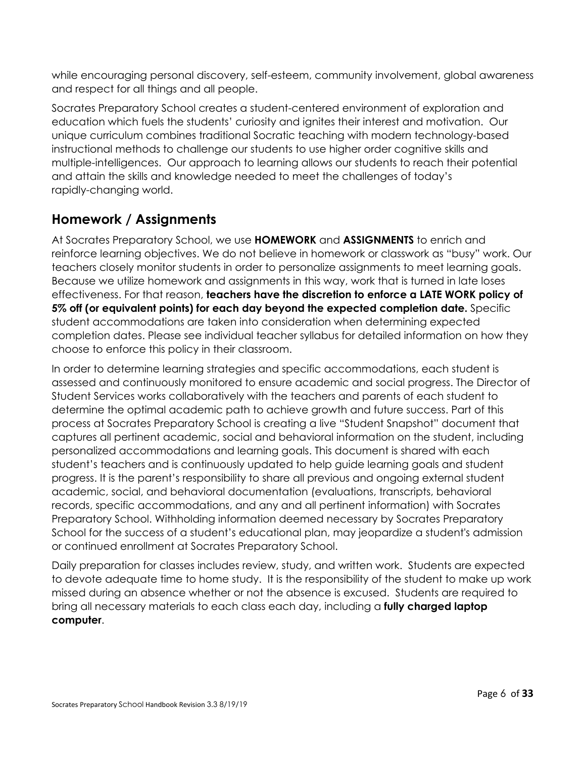while encouraging personal discovery, self-esteem, community involvement, global awareness and respect for all things and all people.

Socrates Preparatory School creates a student-centered environment of exploration and education which fuels the students' curiosity and ignites their interest and motivation. Our unique curriculum combines traditional Socratic teaching with modern technology-based instructional methods to challenge our students to use higher order cognitive skills and multiple-intelligences. Our approach to learning allows our students to reach their potential and attain the skills and knowledge needed to meet the challenges of today's rapidly-changing world.

## Homework / Assignments

At Socrates Preparatory School, we use **HOMEWORK** and **ASSIGNMENTS** to enrich and reinforce learning objectives. We do not believe in homework or classwork as "busy" work. Our teachers closely monitor students in order to personalize assignments to meet learning goals. Because we utilize homework and assignments in this way, work that is turned in late loses effectiveness. For that reason, **teachers have the discretion to enforce a LATE WORK policy of 5% off (or equivalent points) for each day beyond the expected completion date.** Specific student accommodations are taken into consideration when determining expected completion dates. Please see individual teacher syllabus for detailed information on how they choose to enforce this policy in their classroom.

In order to determine learning strategies and specific accommodations, each student is assessed and continuously monitored to ensure academic and social progress. The Director of Student Services works collaboratively with the teachers and parents of each student to determine the optimal academic path to achieve growth and future success. Part of this process at Socrates Preparatory School is creating a live "Student Snapshot" document that captures all pertinent academic, social and behavioral information on the student, including personalized accommodations and learning goals. This document is shared with each student's teachers and is continuously updated to help guide learning goals and student progress. It is the parent's responsibility to share all previous and ongoing external student academic, social, and behavioral documentation (evaluations, transcripts, behavioral records, specific accommodations, and any and all pertinent information) with Socrates Preparatory School. Withholding information deemed necessary by Socrates Preparatory School for the success of a student's educational plan, may jeopardize a student's admission or continued enrollment at Socrates Preparatory School.

Daily preparation for classes includes review, study, and written work. Students are expected to devote adequate time to home study. It is the responsibility of the student to make up work missed during an absence whether or not the absence is excused. Students are required to bring all necessary materials to each class each day, including a **fully charged laptop computer**.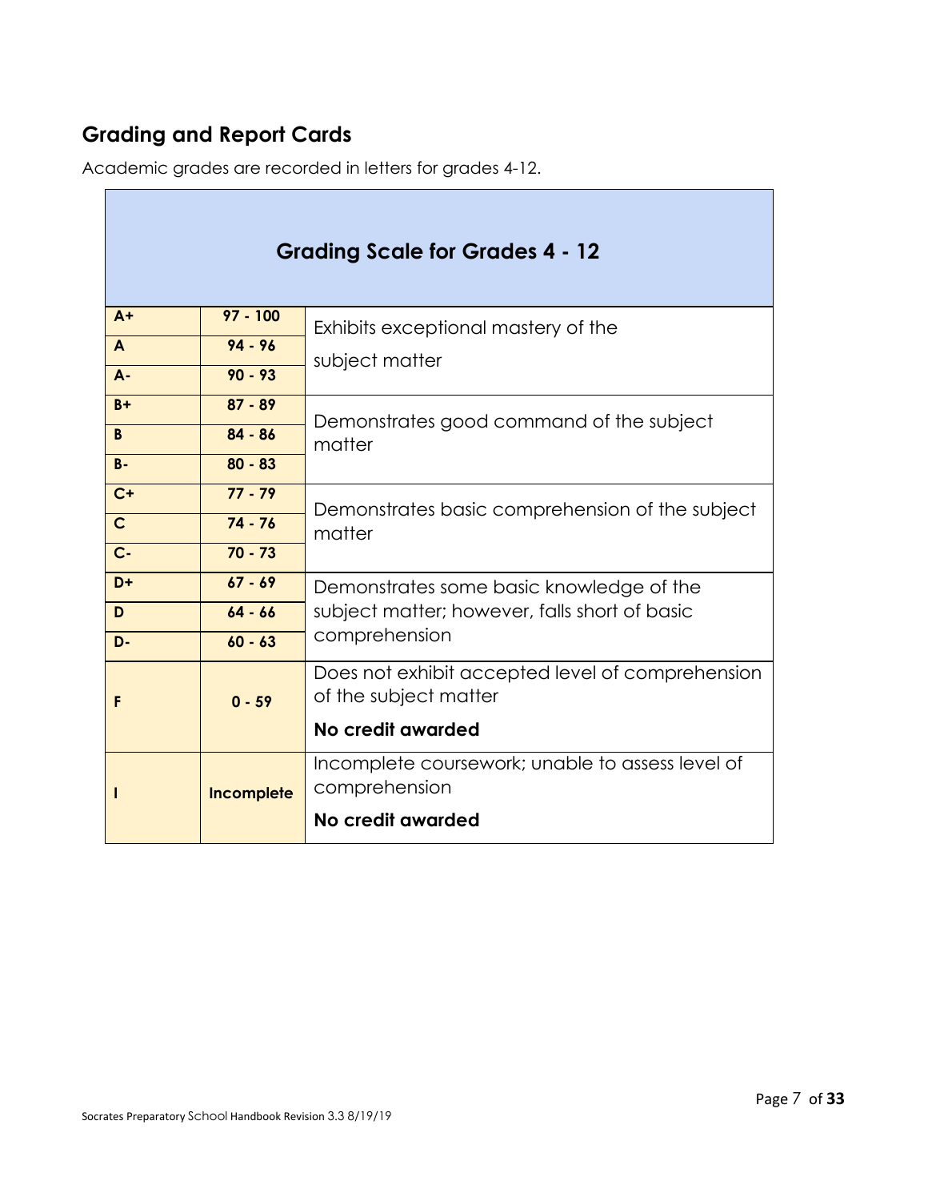## Grading and Report Cards

Academic grades are recorded in letters for grades 4-12.

| Grading Scale for Grades 4 - 12 | | |
|---|---|---|
| **A+** | **97 - 100** | Exhibits exceptional mastery of the subject matter |
| **A** | **94 - 96** | |
| **A-** | **90 - 93** | |
| **B+** | **87 - 89** | Demonstrates good command of the subject matter |
| **B** | **84 - 86** | |
| **B-** | **80 - 83** | |
| **C+** | **77 - 79** | Demonstrates basic comprehension of the subject matter |
| **C** | **74 - 76** | |
| **C-** | **70 - 73** | |
| **D+** | **67 - 69** | Demonstrates some basic knowledge of the subject matter; however, falls short of basic comprehension |
| **D** | **64 - 66** | |
| **D-** | **60 - 63** | |
| **F** | **0 - 59** | Does not exhibit accepted level of comprehension of the subject matter<br>**No credit awarded** |
| **I** | **Incomplete** | Incomplete coursework; unable to assess level of comprehension<br>**No credit awarded** |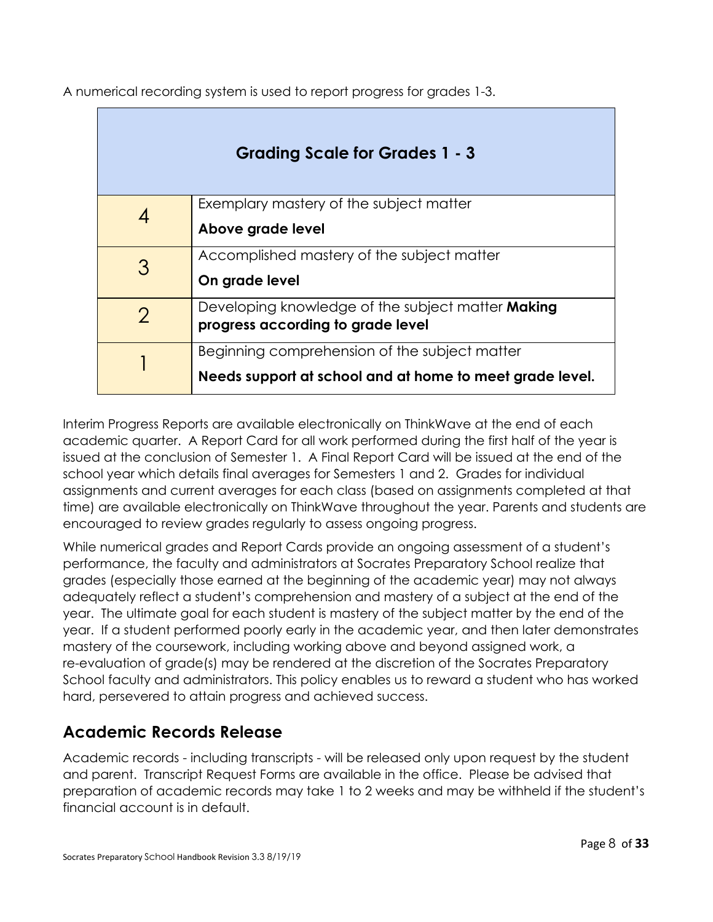A numerical recording system is used to report progress for grades 1-3.

| Grading Scale for Grades 1 - 3 | |
|---|---|
| 4 | Exemplary mastery of the subject matter<br>**Above grade level** |
| 3 | Accomplished mastery of the subject matter<br>**On grade level** |
| 2 | Developing knowledge of the subject matter **Making progress according to grade level** |
| 1 | Beginning comprehension of the subject matter<br>**Needs support at school and at home to meet grade level.** |

Interim Progress Reports are available electronically on ThinkWave at the end of each academic quarter. A Report Card for all work performed during the first half of the year is issued at the conclusion of Semester 1. A Final Report Card will be issued at the end of the school year which details final averages for Semesters 1 and 2. Grades for individual assignments and current averages for each class (based on assignments completed at that time) are available electronically on ThinkWave throughout the year. Parents and students are encouraged to review grades regularly to assess ongoing progress.

While numerical grades and Report Cards provide an ongoing assessment of a student's performance, the faculty and administrators at Socrates Preparatory School realize that grades (especially those earned at the beginning of the academic year) may not always adequately reflect a student's comprehension and mastery of a subject at the end of the year. The ultimate goal for each student is mastery of the subject matter by the end of the year. If a student performed poorly early in the academic year, and then later demonstrates mastery of the coursework, including working above and beyond assigned work, a re-evaluation of grade(s) may be rendered at the discretion of the Socrates Preparatory School faculty and administrators. This policy enables us to reward a student who has worked hard, persevered to attain progress and achieved success.

## Academic Records Release

Academic records - including transcripts - will be released only upon request by the student and parent. Transcript Request Forms are available in the office. Please be advised that preparation of academic records may take 1 to 2 weeks and may be withheld if the student's financial account is in default.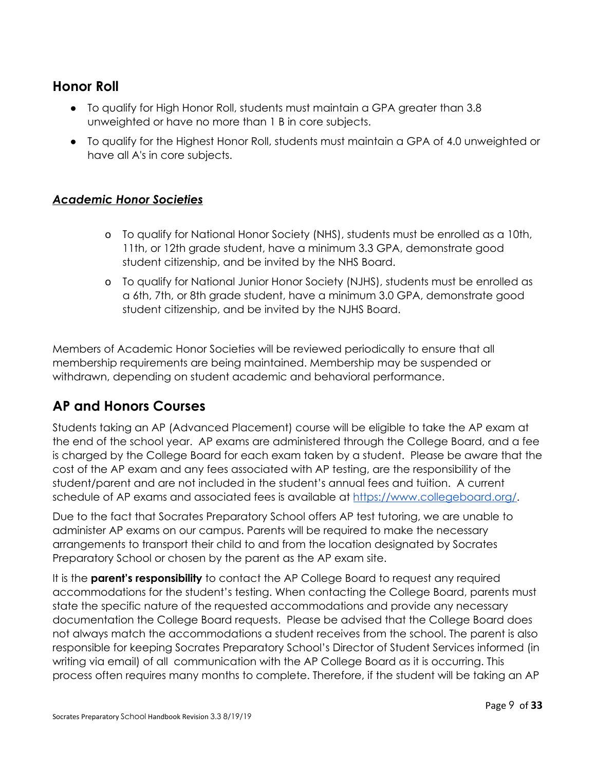## Honor Roll

- To qualify for High Honor Roll, students must maintain a GPA greater than 3.8 unweighted or have no more than 1 B in core subjects.
- To qualify for the Highest Honor Roll, students must maintain a GPA of 4.0 unweighted or have all A's in core subjects.

### ***Academic Honor Societies***

- To qualify for National Honor Society (NHS), students must be enrolled as a 10th, 11th, or 12th grade student, have a minimum 3.3 GPA, demonstrate good student citizenship, and be invited by the NHS Board.
- To qualify for National Junior Honor Society (NJHS), students must be enrolled as a 6th, 7th, or 8th grade student, have a minimum 3.0 GPA, demonstrate good student citizenship, and be invited by the NJHS Board.

Members of Academic Honor Societies will be reviewed periodically to ensure that all membership requirements are being maintained. Membership may be suspended or withdrawn, depending on student academic and behavioral performance.

## AP and Honors Courses

Students taking an AP (Advanced Placement) course will be eligible to take the AP exam at the end of the school year. AP exams are administered through the College Board, and a fee is charged by the College Board for each exam taken by a student. Please be aware that the cost of the AP exam and any fees associated with AP testing, are the responsibility of the student/parent and are not included in the student's annual fees and tuition. A current schedule of AP exams and associated fees is available at https://www.collegeboard.org/.

Due to the fact that Socrates Preparatory School offers AP test tutoring, we are unable to administer AP exams on our campus. Parents will be required to make the necessary arrangements to transport their child to and from the location designated by Socrates Preparatory School or chosen by the parent as the AP exam site.

It is the **parent's responsibility** to contact the AP College Board to request any required accommodations for the student's testing. When contacting the College Board, parents must state the specific nature of the requested accommodations and provide any necessary documentation the College Board requests. Please be advised that the College Board does not always match the accommodations a student receives from the school. The parent is also responsible for keeping Socrates Preparatory School's Director of Student Services informed (in writing via email) of all communication with the AP College Board as it is occurring. This process often requires many months to complete. Therefore, if the student will be taking an AP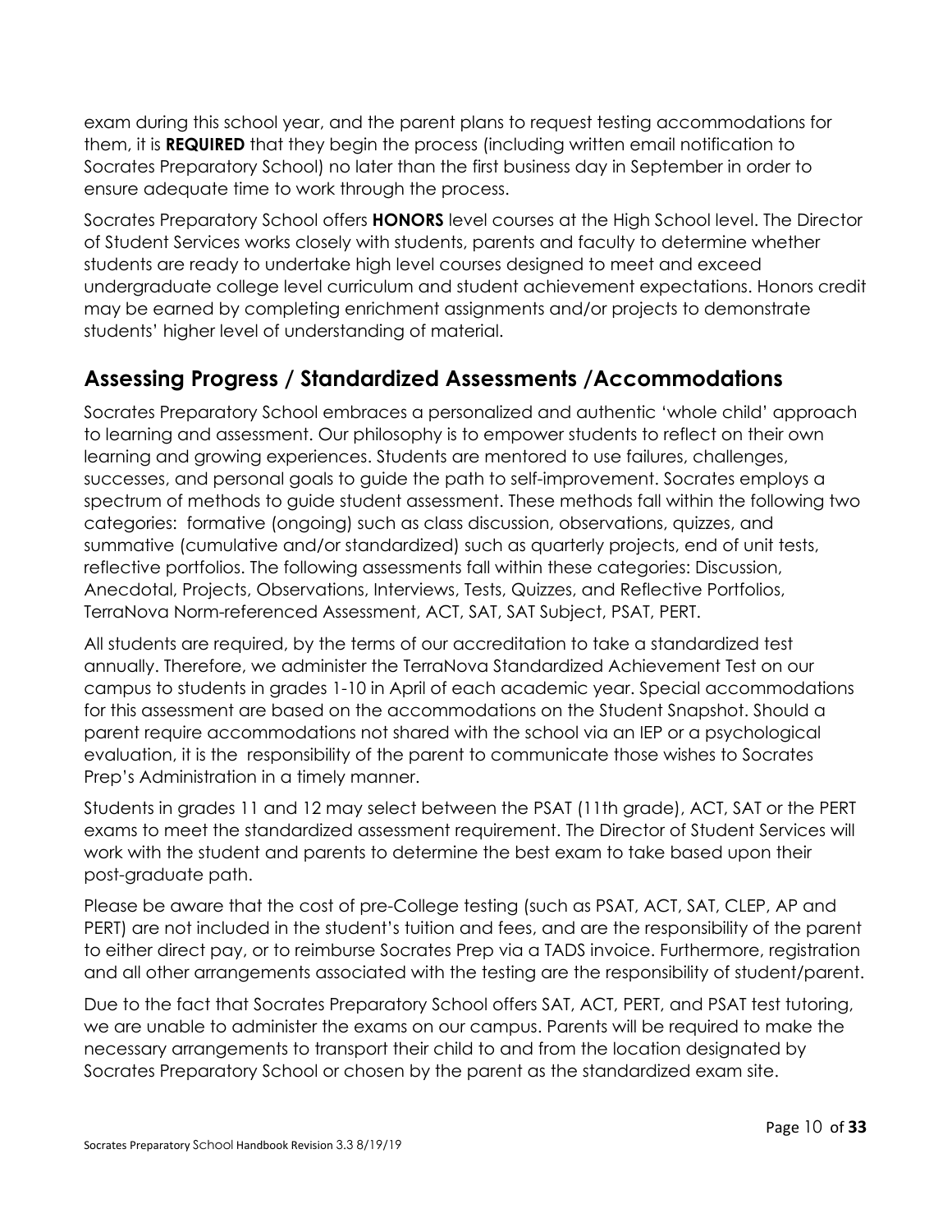exam during this school year, and the parent plans to request testing accommodations for them, it is **REQUIRED** that they begin the process (including written email notification to Socrates Preparatory School) no later than the first business day in September in order to ensure adequate time to work through the process.

Socrates Preparatory School offers **HONORS** level courses at the High School level. The Director of Student Services works closely with students, parents and faculty to determine whether students are ready to undertake high level courses designed to meet and exceed undergraduate college level curriculum and student achievement expectations. Honors credit may be earned by completing enrichment assignments and/or projects to demonstrate students' higher level of understanding of material.

## Assessing Progress / Standardized Assessments /Accommodations

Socrates Preparatory School embraces a personalized and authentic 'whole child' approach to learning and assessment. Our philosophy is to empower students to reflect on their own learning and growing experiences. Students are mentored to use failures, challenges, successes, and personal goals to guide the path to self-improvement. Socrates employs a spectrum of methods to guide student assessment. These methods fall within the following two categories: formative (ongoing) such as class discussion, observations, quizzes, and summative (cumulative and/or standardized) such as quarterly projects, end of unit tests, reflective portfolios. The following assessments fall within these categories: Discussion, Anecdotal, Projects, Observations, Interviews, Tests, Quizzes, and Reflective Portfolios, TerraNova Norm-referenced Assessment, ACT, SAT, SAT Subject, PSAT, PERT.

All students are required, by the terms of our accreditation to take a standardized test annually. Therefore, we administer the TerraNova Standardized Achievement Test on our campus to students in grades 1-10 in April of each academic year. Special accommodations for this assessment are based on the accommodations on the Student Snapshot. Should a parent require accommodations not shared with the school via an IEP or a psychological evaluation, it is the responsibility of the parent to communicate those wishes to Socrates Prep's Administration in a timely manner.

Students in grades 11 and 12 may select between the PSAT (11th grade), ACT, SAT or the PERT exams to meet the standardized assessment requirement. The Director of Student Services will work with the student and parents to determine the best exam to take based upon their post-graduate path.

Please be aware that the cost of pre-College testing (such as PSAT, ACT, SAT, CLEP, AP and PERT) are not included in the student's tuition and fees, and are the responsibility of the parent to either direct pay, or to reimburse Socrates Prep via a TADS invoice. Furthermore, registration and all other arrangements associated with the testing are the responsibility of student/parent.

Due to the fact that Socrates Preparatory School offers SAT, ACT, PERT, and PSAT test tutoring, we are unable to administer the exams on our campus. Parents will be required to make the necessary arrangements to transport their child to and from the location designated by Socrates Preparatory School or chosen by the parent as the standardized exam site.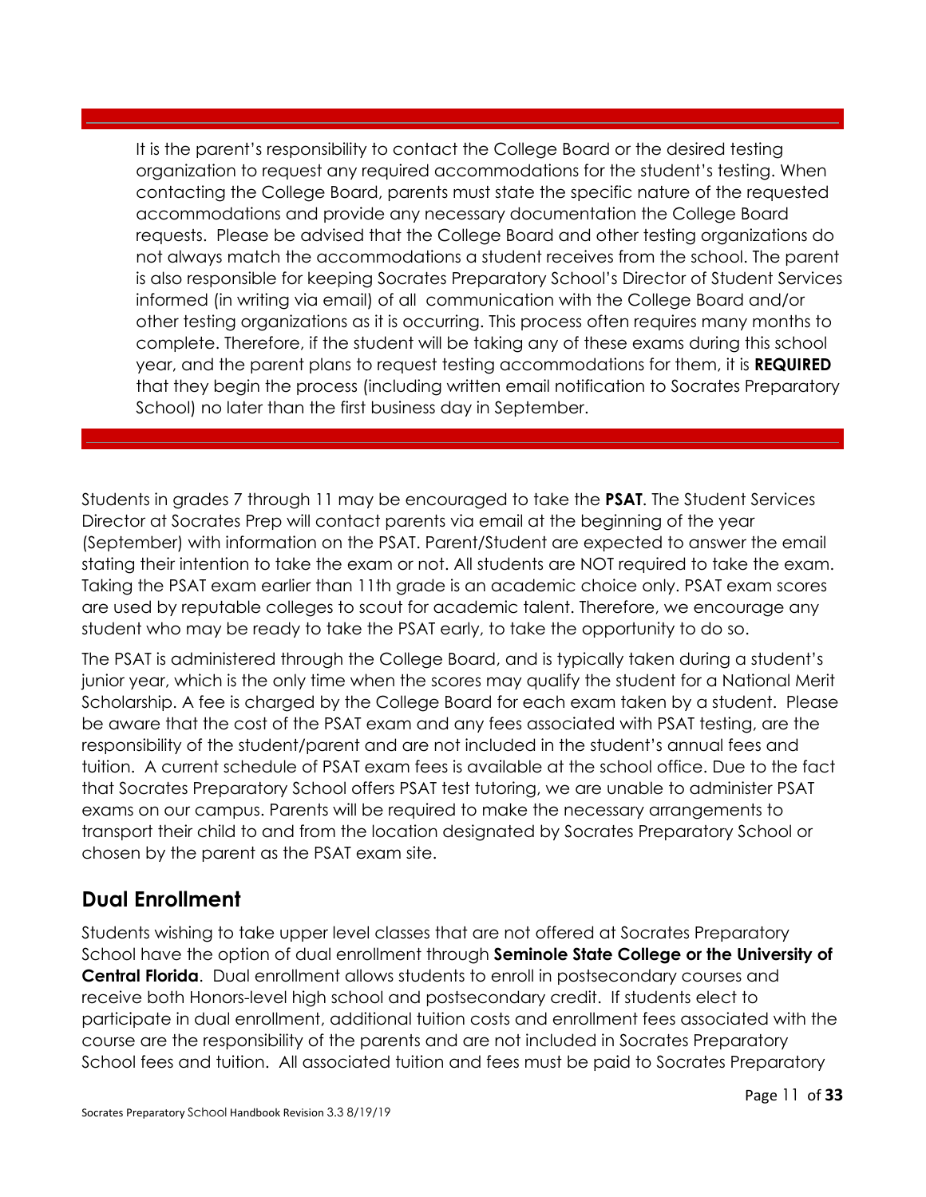It is the parent's responsibility to contact the College Board or the desired testing organization to request any required accommodations for the student's testing. When contacting the College Board, parents must state the specific nature of the requested accommodations and provide any necessary documentation the College Board requests. Please be advised that the College Board and other testing organizations do not always match the accommodations a student receives from the school. The parent is also responsible for keeping Socrates Preparatory School's Director of Student Services informed (in writing via email) of all communication with the College Board and/or other testing organizations as it is occurring. This process often requires many months to complete. Therefore, if the student will be taking any of these exams during this school year, and the parent plans to request testing accommodations for them, it is **REQUIRED** that they begin the process (including written email notification to Socrates Preparatory School) no later than the first business day in September.

Students in grades 7 through 11 may be encouraged to take the **PSAT**. The Student Services Director at Socrates Prep will contact parents via email at the beginning of the year (September) with information on the PSAT. Parent/Student are expected to answer the email stating their intention to take the exam or not. All students are NOT required to take the exam. Taking the PSAT exam earlier than 11th grade is an academic choice only. PSAT exam scores are used by reputable colleges to scout for academic talent. Therefore, we encourage any student who may be ready to take the PSAT early, to take the opportunity to do so.

The PSAT is administered through the College Board, and is typically taken during a student's junior year, which is the only time when the scores may qualify the student for a National Merit Scholarship. A fee is charged by the College Board for each exam taken by a student. Please be aware that the cost of the PSAT exam and any fees associated with PSAT testing, are the responsibility of the student/parent and are not included in the student's annual fees and tuition. A current schedule of PSAT exam fees is available at the school office. Due to the fact that Socrates Preparatory School offers PSAT test tutoring, we are unable to administer PSAT exams on our campus. Parents will be required to make the necessary arrangements to transport their child to and from the location designated by Socrates Preparatory School or chosen by the parent as the PSAT exam site.

## Dual Enrollment

Students wishing to take upper level classes that are not offered at Socrates Preparatory School have the option of dual enrollment through **Seminole State College or the University of Central Florida**. Dual enrollment allows students to enroll in postsecondary courses and receive both Honors-level high school and postsecondary credit. If students elect to participate in dual enrollment, additional tuition costs and enrollment fees associated with the course are the responsibility of the parents and are not included in Socrates Preparatory School fees and tuition. All associated tuition and fees must be paid to Socrates Preparatory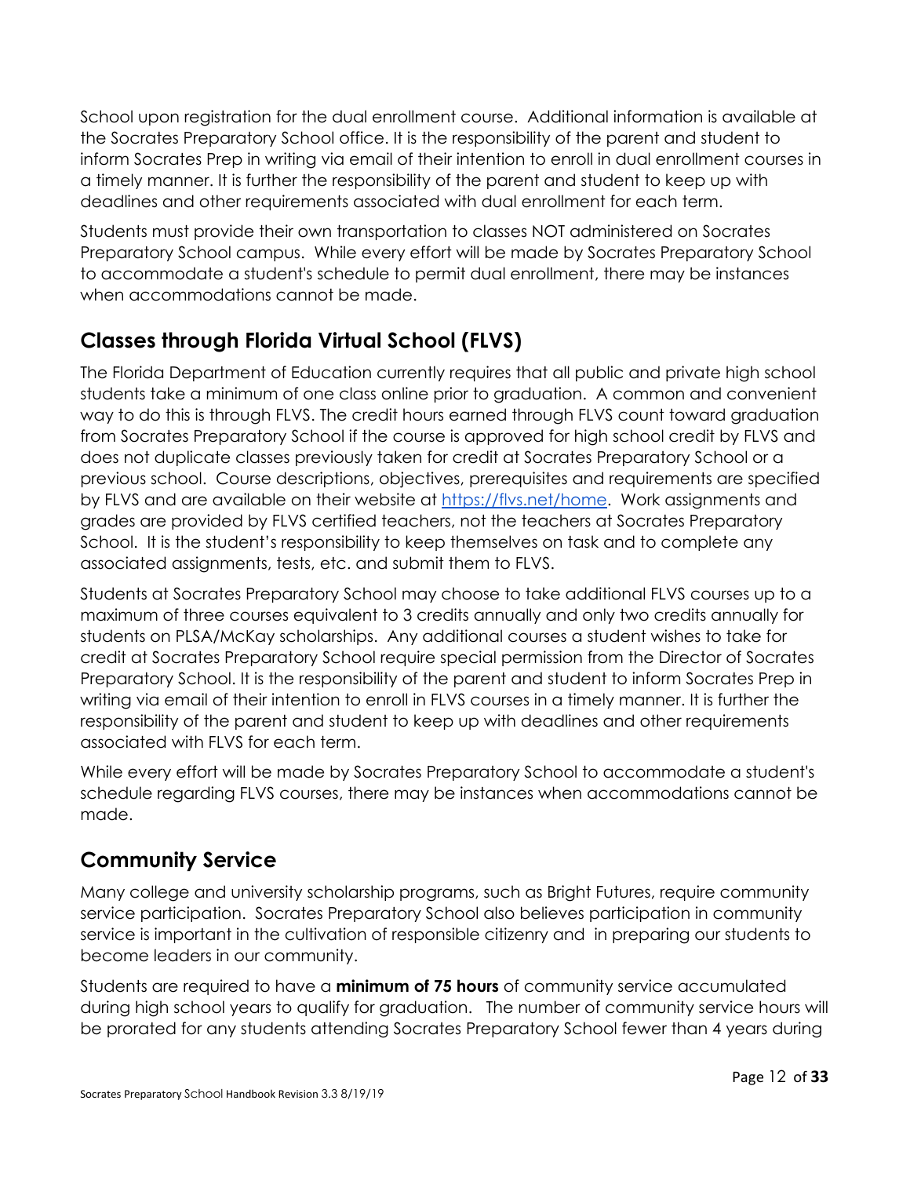School upon registration for the dual enrollment course. Additional information is available at the Socrates Preparatory School office. It is the responsibility of the parent and student to inform Socrates Prep in writing via email of their intention to enroll in dual enrollment courses in a timely manner. It is further the responsibility of the parent and student to keep up with deadlines and other requirements associated with dual enrollment for each term.

Students must provide their own transportation to classes NOT administered on Socrates Preparatory School campus. While every effort will be made by Socrates Preparatory School to accommodate a student's schedule to permit dual enrollment, there may be instances when accommodations cannot be made.

## Classes through Florida Virtual School (FLVS)

The Florida Department of Education currently requires that all public and private high school students take a minimum of one class online prior to graduation. A common and convenient way to do this is through FLVS. The credit hours earned through FLVS count toward graduation from Socrates Preparatory School if the course is approved for high school credit by FLVS and does not duplicate classes previously taken for credit at Socrates Preparatory School or a previous school. Course descriptions, objectives, prerequisites and requirements are specified by FLVS and are available on their website at [https://flvs.net/home](https://flvs.net/home). Work assignments and grades are provided by FLVS certified teachers, not the teachers at Socrates Preparatory School. It is the student's responsibility to keep themselves on task and to complete any associated assignments, tests, etc. and submit them to FLVS.

Students at Socrates Preparatory School may choose to take additional FLVS courses up to a maximum of three courses equivalent to 3 credits annually and only two credits annually for students on PLSA/McKay scholarships. Any additional courses a student wishes to take for credit at Socrates Preparatory School require special permission from the Director of Socrates Preparatory School. It is the responsibility of the parent and student to inform Socrates Prep in writing via email of their intention to enroll in FLVS courses in a timely manner. It is further the responsibility of the parent and student to keep up with deadlines and other requirements associated with FLVS for each term.

While every effort will be made by Socrates Preparatory School to accommodate a student's schedule regarding FLVS courses, there may be instances when accommodations cannot be made.

## Community Service

Many college and university scholarship programs, such as Bright Futures, require community service participation. Socrates Preparatory School also believes participation in community service is important in the cultivation of responsible citizenry and in preparing our students to become leaders in our community.

Students are required to have a **minimum of 75 hours** of community service accumulated during high school years to qualify for graduation. The number of community service hours will be prorated for any students attending Socrates Preparatory School fewer than 4 years during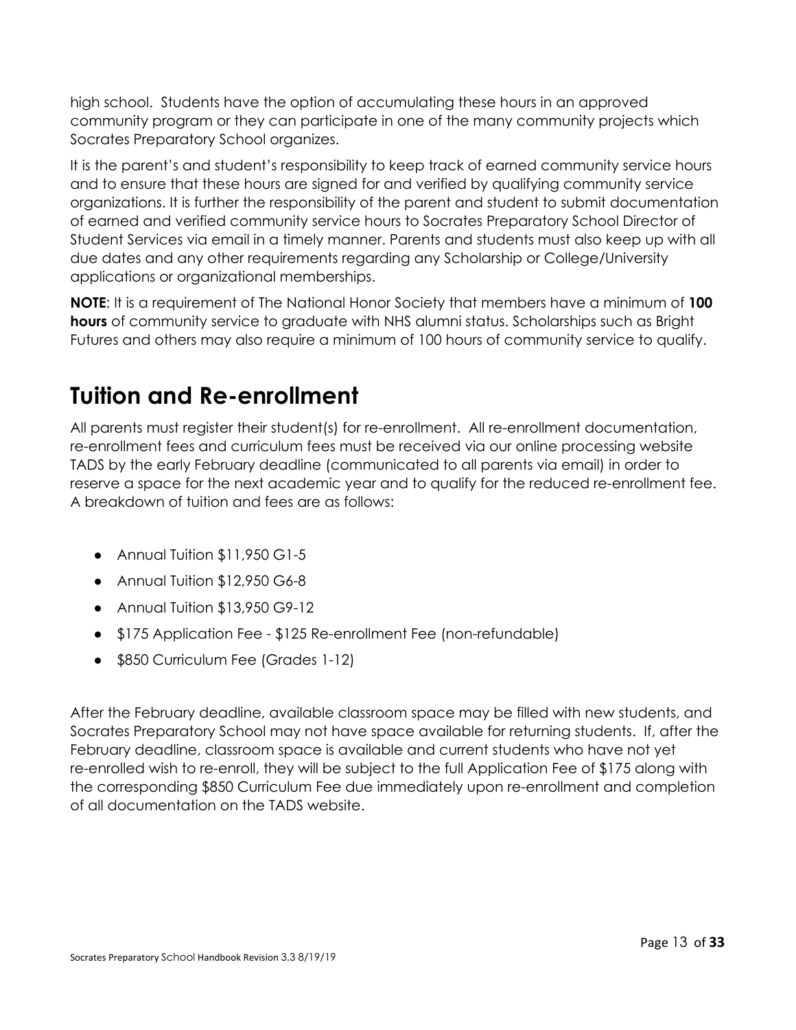high school. Students have the option of accumulating these hours in an approved community program or they can participate in one of the many community projects which Socrates Preparatory School organizes.

It is the parent's and student's responsibility to keep track of earned community service hours and to ensure that these hours are signed for and verified by qualifying community service organizations. It is further the responsibility of the parent and student to submit documentation of earned and verified community service hours to Socrates Preparatory School Director of Student Services via email in a timely manner. Parents and students must also keep up with all due dates and any other requirements regarding any Scholarship or College/University applications or organizational memberships.

**NOTE**: It is a requirement of The National Honor Society that members have a minimum of **100 hours** of community service to graduate with NHS alumni status. Scholarships such as Bright Futures and others may also require a minimum of 100 hours of community service to qualify.

# Tuition and Re-enrollment

All parents must register their student(s) for re-enrollment. All re-enrollment documentation, re-enrollment fees and curriculum fees must be received via our online processing website TADS by the early February deadline (communicated to all parents via email) in order to reserve a space for the next academic year and to qualify for the reduced re-enrollment fee. A breakdown of tuition and fees are as follows:

- Annual Tuition $11,950 G1-5
- Annual Tuition $12,950 G6-8
- Annual Tuition $13,950 G9-12
- $175 Application Fee - $125 Re-enrollment Fee (non-refundable)
- $850 Curriculum Fee (Grades 1-12)

After the February deadline, available classroom space may be filled with new students, and Socrates Preparatory School may not have space available for returning students. If, after the February deadline, classroom space is available and current students who have not yet re-enrolled wish to re-enroll, they will be subject to the full Application Fee of $175 along with the corresponding $850 Curriculum Fee due immediately upon re-enrollment and completion of all documentation on the TADS website.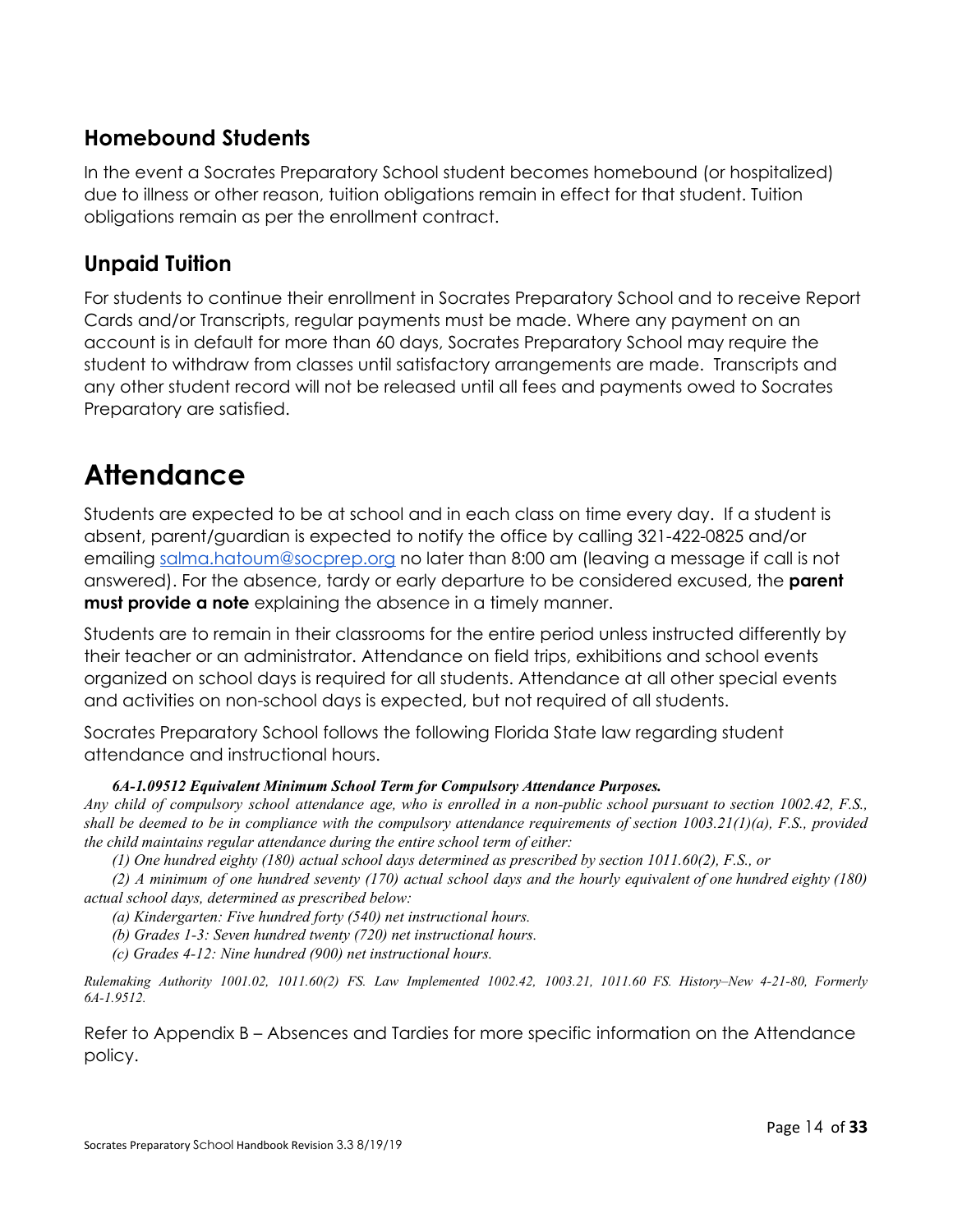## Homebound Students

In the event a Socrates Preparatory School student becomes homebound (or hospitalized) due to illness or other reason, tuition obligations remain in effect for that student. Tuition obligations remain as per the enrollment contract.

## Unpaid Tuition

For students to continue their enrollment in Socrates Preparatory School and to receive Report Cards and/or Transcripts, regular payments must be made. Where any payment on an account is in default for more than 60 days, Socrates Preparatory School may require the student to withdraw from classes until satisfactory arrangements are made. Transcripts and any other student record will not be released until all fees and payments owed to Socrates Preparatory are satisfied.

# Attendance

Students are expected to be at school and in each class on time every day. If a student is absent, parent/guardian is expected to notify the office by calling 321-422-0825 and/or emailing salma.hatoum@socprep.org no later than 8:00 am (leaving a message if call is not answered). For the absence, tardy or early departure to be considered excused, the **parent must provide a note** explaining the absence in a timely manner.

Students are to remain in their classrooms for the entire period unless instructed differently by their teacher or an administrator. Attendance on field trips, exhibitions and school events organized on school days is required for all students. Attendance at all other special events and activities on non-school days is expected, but not required of all students.

Socrates Preparatory School follows the following Florida State law regarding student attendance and instructional hours.

***6A-1.09512 Equivalent Minimum School Term for Compulsory Attendance Purposes.***

*Any child of compulsory school attendance age, who is enrolled in a non-public school pursuant to section 1002.42, F.S., shall be deemed to be in compliance with the compulsory attendance requirements of section 1003.21(1)(a), F.S., provided the child maintains regular attendance during the entire school term of either:*

*(1) One hundred eighty (180) actual school days determined as prescribed by section 1011.60(2), F.S., or*

*(2) A minimum of one hundred seventy (170) actual school days and the hourly equivalent of one hundred eighty (180) actual school days, determined as prescribed below:*

*(a) Kindergarten: Five hundred forty (540) net instructional hours.*

*(b) Grades 1-3: Seven hundred twenty (720) net instructional hours.*

*(c) Grades 4-12: Nine hundred (900) net instructional hours.*

*Rulemaking Authority 1001.02, 1011.60(2) FS. Law Implemented 1002.42, 1003.21, 1011.60 FS. History–New 4-21-80, Formerly 6A-1.9512.*

Refer to Appendix B – Absences and Tardies for more specific information on the Attendance policy.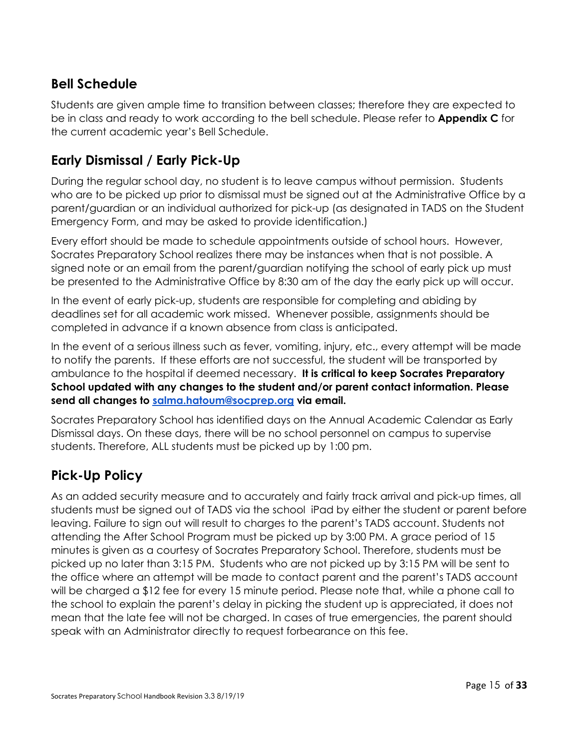## Bell Schedule

Students are given ample time to transition between classes; therefore they are expected to be in class and ready to work according to the bell schedule. Please refer to **Appendix C** for the current academic year's Bell Schedule.

## Early Dismissal / Early Pick-Up

During the regular school day, no student is to leave campus without permission. Students who are to be picked up prior to dismissal must be signed out at the Administrative Office by a parent/guardian or an individual authorized for pick-up (as designated in TADS on the Student Emergency Form, and may be asked to provide identification.)

Every effort should be made to schedule appointments outside of school hours. However, Socrates Preparatory School realizes there may be instances when that is not possible. A signed note or an email from the parent/guardian notifying the school of early pick up must be presented to the Administrative Office by 8:30 am of the day the early pick up will occur.

In the event of early pick-up, students are responsible for completing and abiding by deadlines set for all academic work missed. Whenever possible, assignments should be completed in advance if a known absence from class is anticipated.

In the event of a serious illness such as fever, vomiting, injury, etc., every attempt will be made to notify the parents. If these efforts are not successful, the student will be transported by ambulance to the hospital if deemed necessary. **It is critical to keep Socrates Preparatory School updated with any changes to the student and/or parent contact information. Please send all changes to [salma.hatoum@socprep.org](mailto:salma.hatoum@socprep.org) via email.**

Socrates Preparatory School has identified days on the Annual Academic Calendar as Early Dismissal days. On these days, there will be no school personnel on campus to supervise students. Therefore, ALL students must be picked up by 1:00 pm.

## Pick-Up Policy

As an added security measure and to accurately and fairly track arrival and pick-up times, all students must be signed out of TADS via the school iPad by either the student or parent before leaving. Failure to sign out will result to charges to the parent's TADS account. Students not attending the After School Program must be picked up by 3:00 PM. A grace period of 15 minutes is given as a courtesy of Socrates Preparatory School. Therefore, students must be picked up no later than 3:15 PM. Students who are not picked up by 3:15 PM will be sent to the office where an attempt will be made to contact parent and the parent's TADS account will be charged a $12 fee for every 15 minute period. Please note that, while a phone call to the school to explain the parent's delay in picking the student up is appreciated, it does not mean that the late fee will not be charged. In cases of true emergencies, the parent should speak with an Administrator directly to request forbearance on this fee.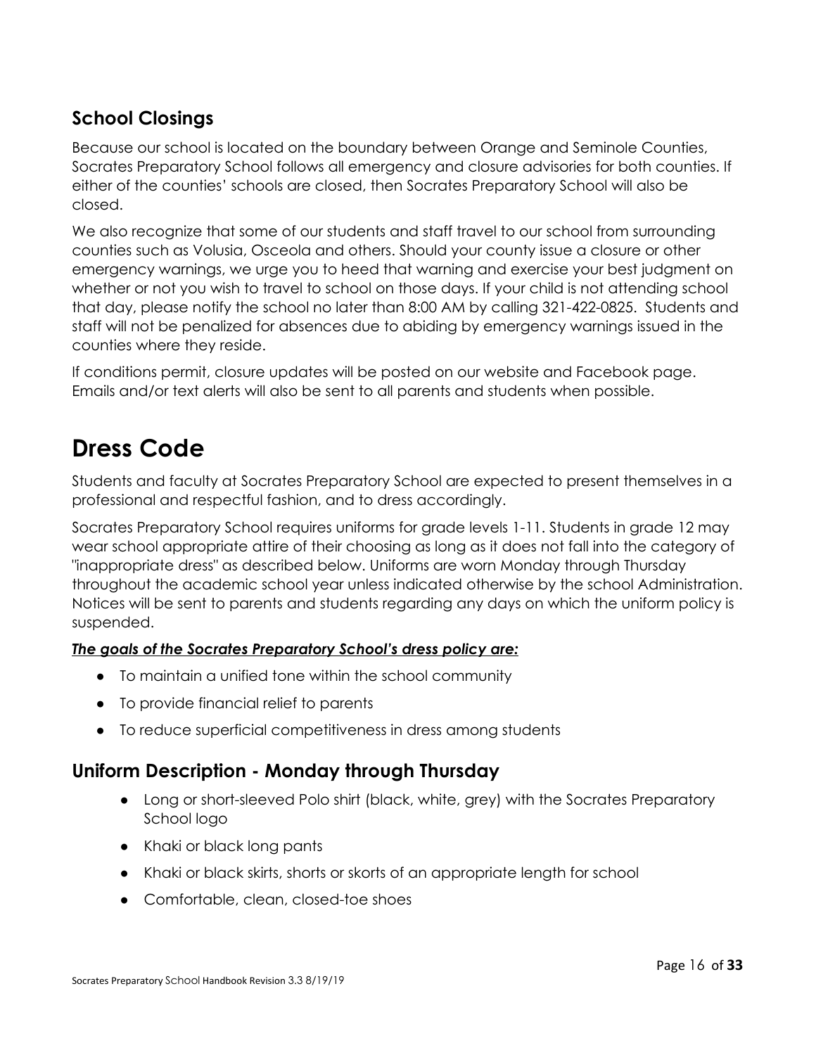## School Closings

Because our school is located on the boundary between Orange and Seminole Counties, Socrates Preparatory School follows all emergency and closure advisories for both counties. If either of the counties' schools are closed, then Socrates Preparatory School will also be closed.

We also recognize that some of our students and staff travel to our school from surrounding counties such as Volusia, Osceola and others. Should your county issue a closure or other emergency warnings, we urge you to heed that warning and exercise your best judgment on whether or not you wish to travel to school on those days. If your child is not attending school that day, please notify the school no later than 8:00 AM by calling 321-422-0825. Students and staff will not be penalized for absences due to abiding by emergency warnings issued in the counties where they reside.

If conditions permit, closure updates will be posted on our website and Facebook page. Emails and/or text alerts will also be sent to all parents and students when possible.

# Dress Code

Students and faculty at Socrates Preparatory School are expected to present themselves in a professional and respectful fashion, and to dress accordingly.

Socrates Preparatory School requires uniforms for grade levels 1-11. Students in grade 12 may wear school appropriate attire of their choosing as long as it does not fall into the category of "inappropriate dress" as described below. Uniforms are worn Monday through Thursday throughout the academic school year unless indicated otherwise by the school Administration. Notices will be sent to parents and students regarding any days on which the uniform policy is suspended.

***The goals of the Socrates Preparatory School's dress policy are:***

- To maintain a unified tone within the school community
- To provide financial relief to parents
- To reduce superficial competitiveness in dress among students

## Uniform Description - Monday through Thursday

- Long or short-sleeved Polo shirt (black, white, grey) with the Socrates Preparatory School logo
- Khaki or black long pants
- Khaki or black skirts, shorts or skorts of an appropriate length for school
- Comfortable, clean, closed-toe shoes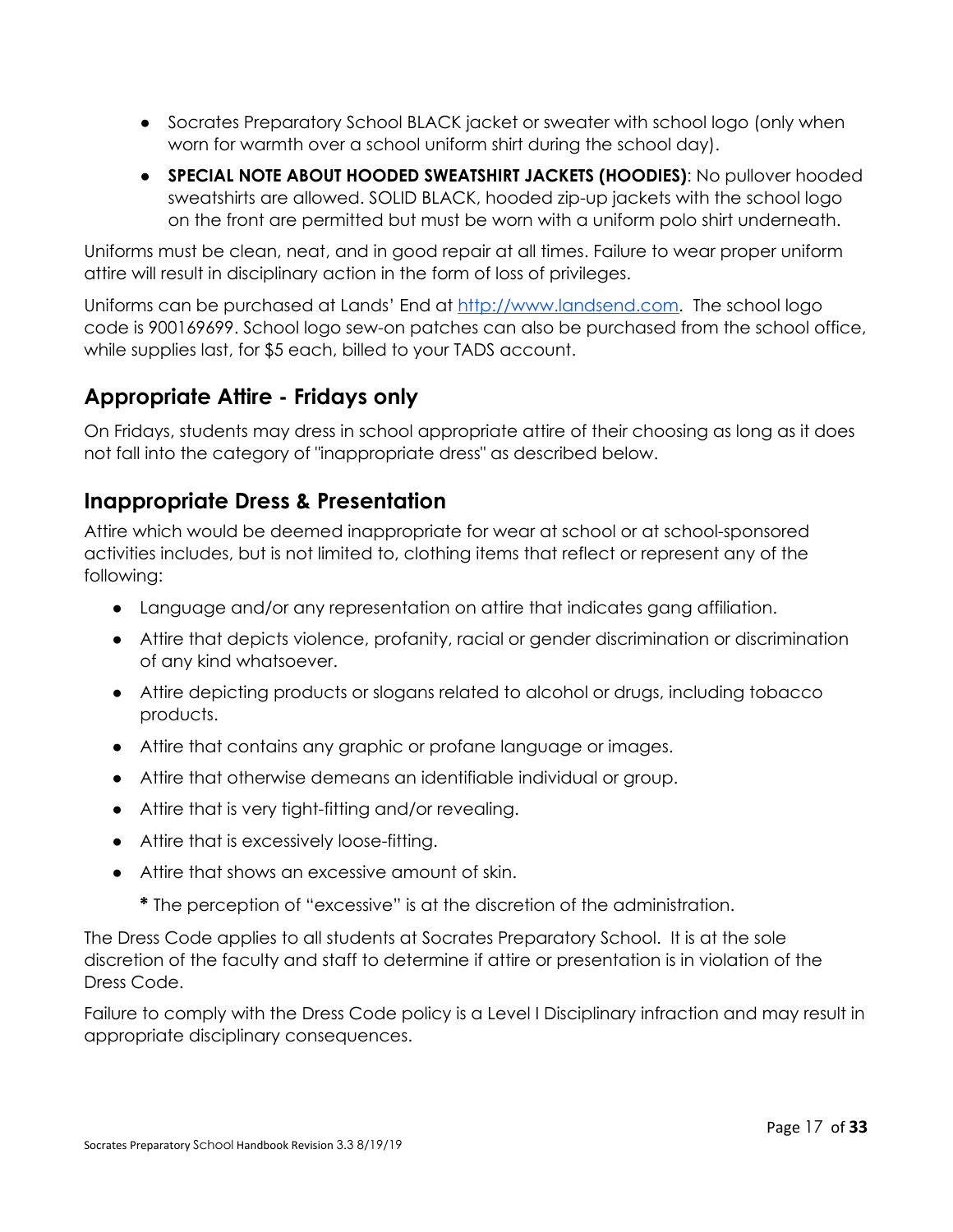- Socrates Preparatory School BLACK jacket or sweater with school logo (only when worn for warmth over a school uniform shirt during the school day).
- **SPECIAL NOTE ABOUT HOODED SWEATSHIRT JACKETS (HOODIES)**: No pullover hooded sweatshirts are allowed. SOLID BLACK, hooded zip-up jackets with the school logo on the front are permitted but must be worn with a uniform polo shirt underneath.

Uniforms must be clean, neat, and in good repair at all times. Failure to wear proper uniform attire will result in disciplinary action in the form of loss of privileges.

Uniforms can be purchased at Lands' End at [http://www.landsend.com](http://www.landsend.com). The school logo code is 900169699. School logo sew-on patches can also be purchased from the school office, while supplies last, for $5 each, billed to your TADS account.

## Appropriate Attire - Fridays only

On Fridays, students may dress in school appropriate attire of their choosing as long as it does not fall into the category of "inappropriate dress" as described below.

## Inappropriate Dress & Presentation

Attire which would be deemed inappropriate for wear at school or at school-sponsored activities includes, but is not limited to, clothing items that reflect or represent any of the following:

- Language and/or any representation on attire that indicates gang affiliation.
- Attire that depicts violence, profanity, racial or gender discrimination or discrimination of any kind whatsoever.
- Attire depicting products or slogans related to alcohol or drugs, including tobacco products.
- Attire that contains any graphic or profane language or images.
- Attire that otherwise demeans an identifiable individual or group.
- Attire that is very tight-fitting and/or revealing.
- Attire that is excessively loose-fitting.
- Attire that shows an excessive amount of skin.

  **\*** The perception of "excessive" is at the discretion of the administration.

The Dress Code applies to all students at Socrates Preparatory School. It is at the sole discretion of the faculty and staff to determine if attire or presentation is in violation of the Dress Code.

Failure to comply with the Dress Code policy is a Level I Disciplinary infraction and may result in appropriate disciplinary consequences.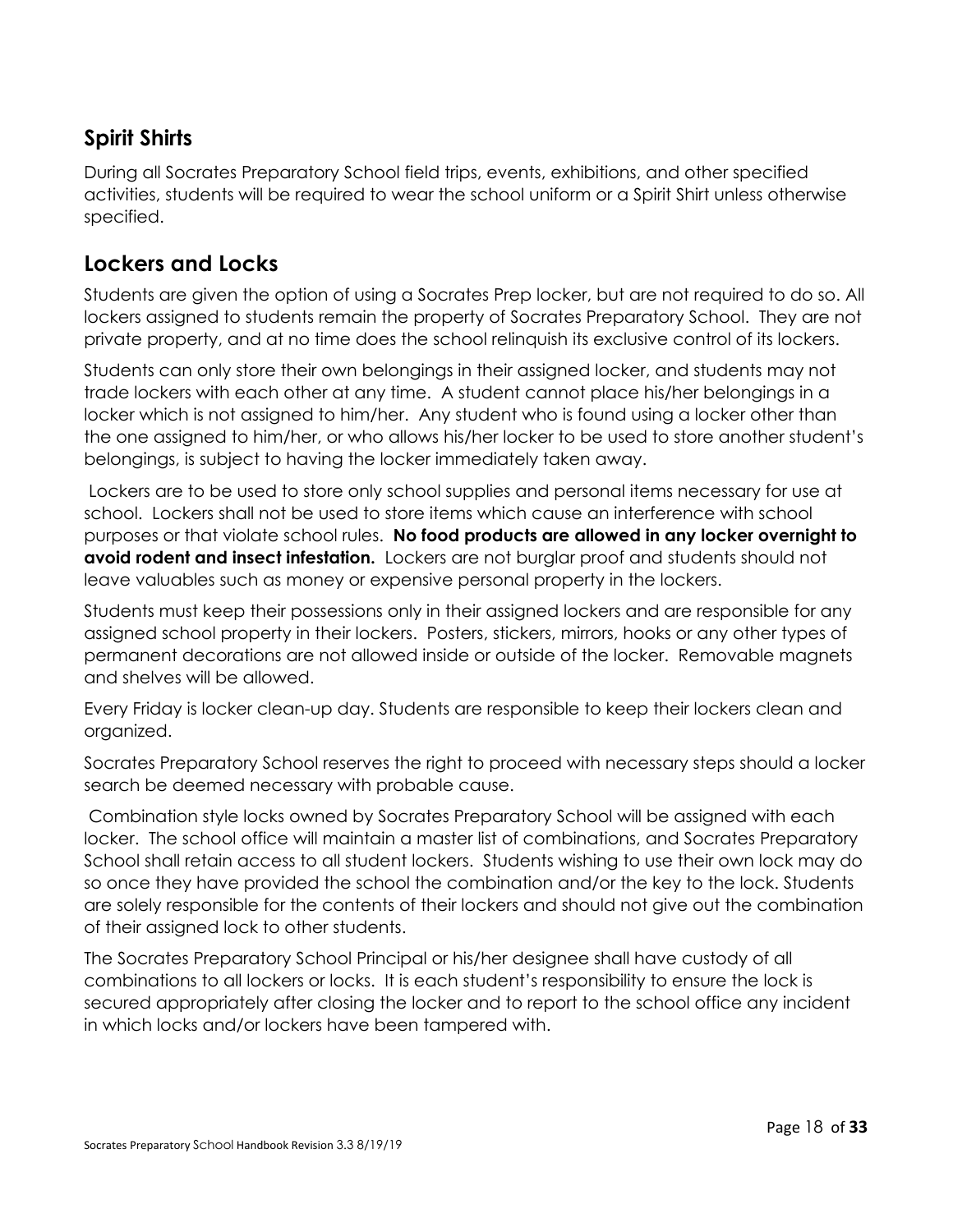## Spirit Shirts

During all Socrates Preparatory School field trips, events, exhibitions, and other specified activities, students will be required to wear the school uniform or a Spirit Shirt unless otherwise specified.

## Lockers and Locks

Students are given the option of using a Socrates Prep locker, but are not required to do so. All lockers assigned to students remain the property of Socrates Preparatory School. They are not private property, and at no time does the school relinquish its exclusive control of its lockers.

Students can only store their own belongings in their assigned locker, and students may not trade lockers with each other at any time. A student cannot place his/her belongings in a locker which is not assigned to him/her. Any student who is found using a locker other than the one assigned to him/her, or who allows his/her locker to be used to store another student's belongings, is subject to having the locker immediately taken away.

Lockers are to be used to store only school supplies and personal items necessary for use at school. Lockers shall not be used to store items which cause an interference with school purposes or that violate school rules. **No food products are allowed in any locker overnight to avoid rodent and insect infestation.** Lockers are not burglar proof and students should not leave valuables such as money or expensive personal property in the lockers.

Students must keep their possessions only in their assigned lockers and are responsible for any assigned school property in their lockers. Posters, stickers, mirrors, hooks or any other types of permanent decorations are not allowed inside or outside of the locker. Removable magnets and shelves will be allowed.

Every Friday is locker clean-up day. Students are responsible to keep their lockers clean and organized.

Socrates Preparatory School reserves the right to proceed with necessary steps should a locker search be deemed necessary with probable cause.

Combination style locks owned by Socrates Preparatory School will be assigned with each locker. The school office will maintain a master list of combinations, and Socrates Preparatory School shall retain access to all student lockers. Students wishing to use their own lock may do so once they have provided the school the combination and/or the key to the lock. Students are solely responsible for the contents of their lockers and should not give out the combination of their assigned lock to other students.

The Socrates Preparatory School Principal or his/her designee shall have custody of all combinations to all lockers or locks. It is each student's responsibility to ensure the lock is secured appropriately after closing the locker and to report to the school office any incident in which locks and/or lockers have been tampered with.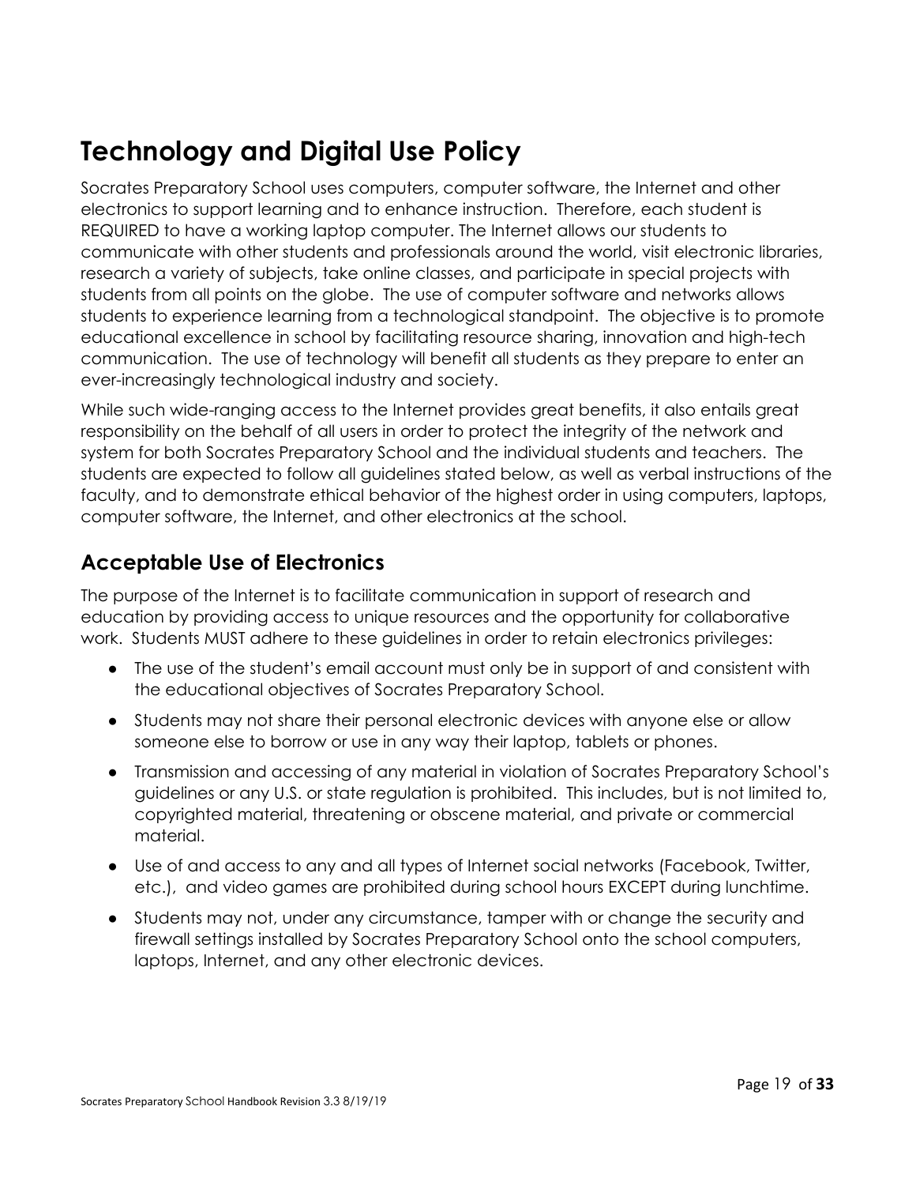# Technology and Digital Use Policy

Socrates Preparatory School uses computers, computer software, the Internet and other electronics to support learning and to enhance instruction. Therefore, each student is REQUIRED to have a working laptop computer. The Internet allows our students to communicate with other students and professionals around the world, visit electronic libraries, research a variety of subjects, take online classes, and participate in special projects with students from all points on the globe. The use of computer software and networks allows students to experience learning from a technological standpoint. The objective is to promote educational excellence in school by facilitating resource sharing, innovation and high-tech communication. The use of technology will benefit all students as they prepare to enter an ever-increasingly technological industry and society.

While such wide-ranging access to the Internet provides great benefits, it also entails great responsibility on the behalf of all users in order to protect the integrity of the network and system for both Socrates Preparatory School and the individual students and teachers. The students are expected to follow all guidelines stated below, as well as verbal instructions of the faculty, and to demonstrate ethical behavior of the highest order in using computers, laptops, computer software, the Internet, and other electronics at the school.

## Acceptable Use of Electronics

The purpose of the Internet is to facilitate communication in support of research and education by providing access to unique resources and the opportunity for collaborative work. Students MUST adhere to these guidelines in order to retain electronics privileges:

- The use of the student's email account must only be in support of and consistent with the educational objectives of Socrates Preparatory School.
- Students may not share their personal electronic devices with anyone else or allow someone else to borrow or use in any way their laptop, tablets or phones.
- Transmission and accessing of any material in violation of Socrates Preparatory School's guidelines or any U.S. or state regulation is prohibited. This includes, but is not limited to, copyrighted material, threatening or obscene material, and private or commercial material.
- Use of and access to any and all types of Internet social networks (Facebook, Twitter, etc.), and video games are prohibited during school hours EXCEPT during lunchtime.
- Students may not, under any circumstance, tamper with or change the security and firewall settings installed by Socrates Preparatory School onto the school computers, laptops, Internet, and any other electronic devices.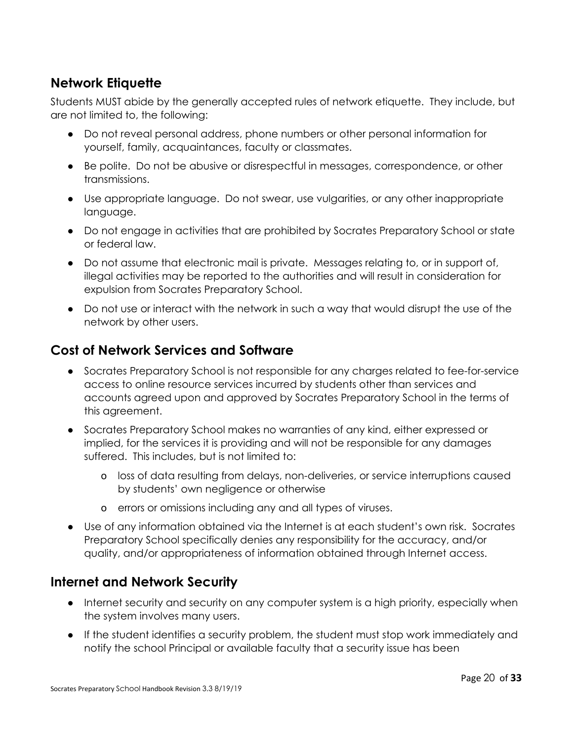## Network Etiquette

Students MUST abide by the generally accepted rules of network etiquette. They include, but are not limited to, the following:

- Do not reveal personal address, phone numbers or other personal information for yourself, family, acquaintances, faculty or classmates.
- Be polite. Do not be abusive or disrespectful in messages, correspondence, or other transmissions.
- Use appropriate language. Do not swear, use vulgarities, or any other inappropriate language.
- Do not engage in activities that are prohibited by Socrates Preparatory School or state or federal law.
- Do not assume that electronic mail is private. Messages relating to, or in support of, illegal activities may be reported to the authorities and will result in consideration for expulsion from Socrates Preparatory School.
- Do not use or interact with the network in such a way that would disrupt the use of the network by other users.

## Cost of Network Services and Software

- Socrates Preparatory School is not responsible for any charges related to fee-for-service access to online resource services incurred by students other than services and accounts agreed upon and approved by Socrates Preparatory School in the terms of this agreement.
- Socrates Preparatory School makes no warranties of any kind, either expressed or implied, for the services it is providing and will not be responsible for any damages suffered. This includes, but is not limited to:
    - loss of data resulting from delays, non-deliveries, or service interruptions caused by students' own negligence or otherwise
    - errors or omissions including any and all types of viruses.
- Use of any information obtained via the Internet is at each student's own risk. Socrates Preparatory School specifically denies any responsibility for the accuracy, and/or quality, and/or appropriateness of information obtained through Internet access.

## Internet and Network Security

- Internet security and security on any computer system is a high priority, especially when the system involves many users.
- If the student identifies a security problem, the student must stop work immediately and notify the school Principal or available faculty that a security issue has been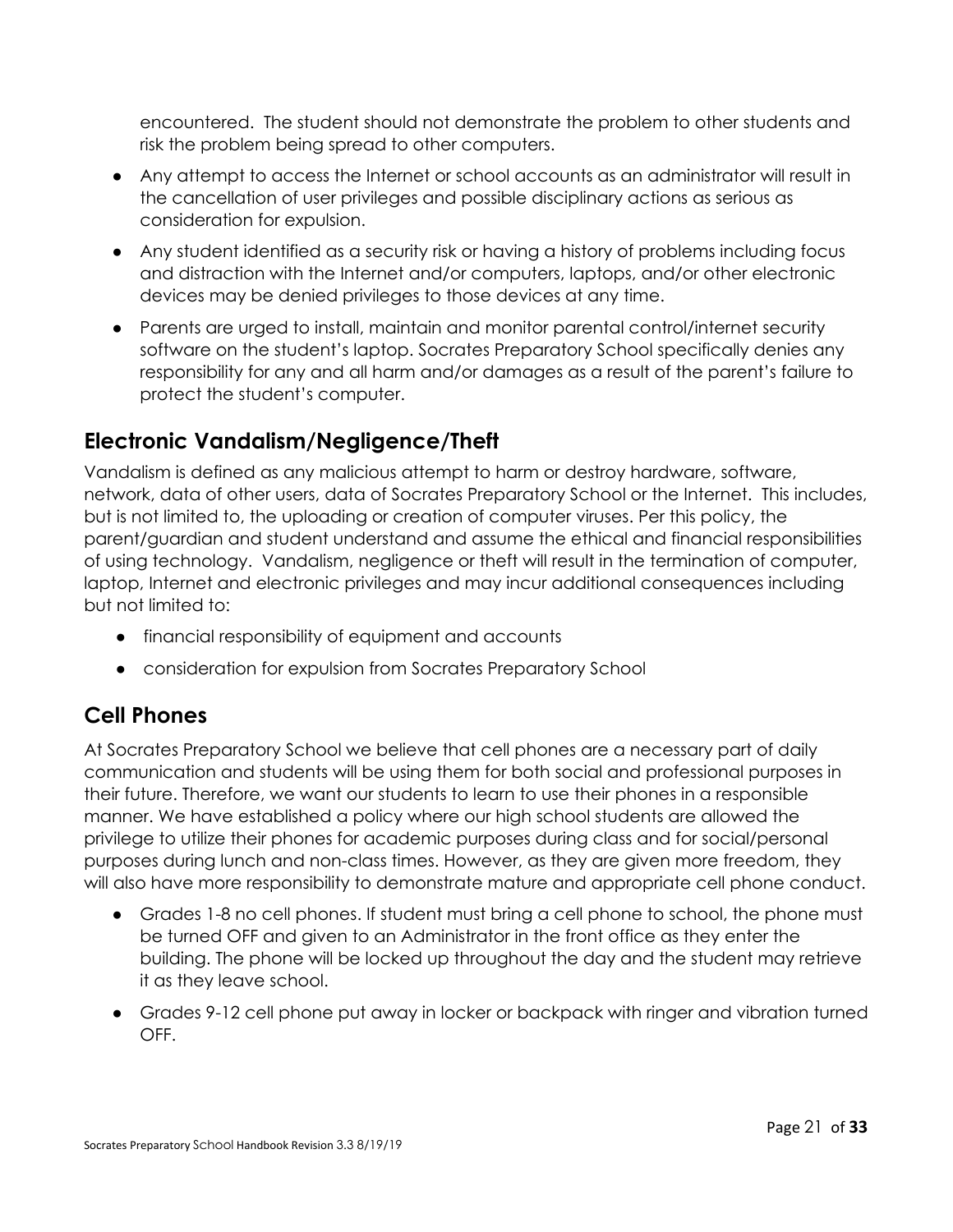encountered. The student should not demonstrate the problem to other students and risk the problem being spread to other computers.

- Any attempt to access the Internet or school accounts as an administrator will result in the cancellation of user privileges and possible disciplinary actions as serious as consideration for expulsion.
- Any student identified as a security risk or having a history of problems including focus and distraction with the Internet and/or computers, laptops, and/or other electronic devices may be denied privileges to those devices at any time.
- Parents are urged to install, maintain and monitor parental control/internet security software on the student's laptop. Socrates Preparatory School specifically denies any responsibility for any and all harm and/or damages as a result of the parent's failure to protect the student's computer.

## Electronic Vandalism/Negligence/Theft

Vandalism is defined as any malicious attempt to harm or destroy hardware, software, network, data of other users, data of Socrates Preparatory School or the Internet. This includes, but is not limited to, the uploading or creation of computer viruses. Per this policy, the parent/guardian and student understand and assume the ethical and financial responsibilities of using technology. Vandalism, negligence or theft will result in the termination of computer, laptop, Internet and electronic privileges and may incur additional consequences including but not limited to:

- financial responsibility of equipment and accounts
- consideration for expulsion from Socrates Preparatory School

## Cell Phones

At Socrates Preparatory School we believe that cell phones are a necessary part of daily communication and students will be using them for both social and professional purposes in their future. Therefore, we want our students to learn to use their phones in a responsible manner. We have established a policy where our high school students are allowed the privilege to utilize their phones for academic purposes during class and for social/personal purposes during lunch and non-class times. However, as they are given more freedom, they will also have more responsibility to demonstrate mature and appropriate cell phone conduct.

- Grades 1-8 no cell phones. If student must bring a cell phone to school, the phone must be turned OFF and given to an Administrator in the front office as they enter the building. The phone will be locked up throughout the day and the student may retrieve it as they leave school.
- Grades 9-12 cell phone put away in locker or backpack with ringer and vibration turned OFF.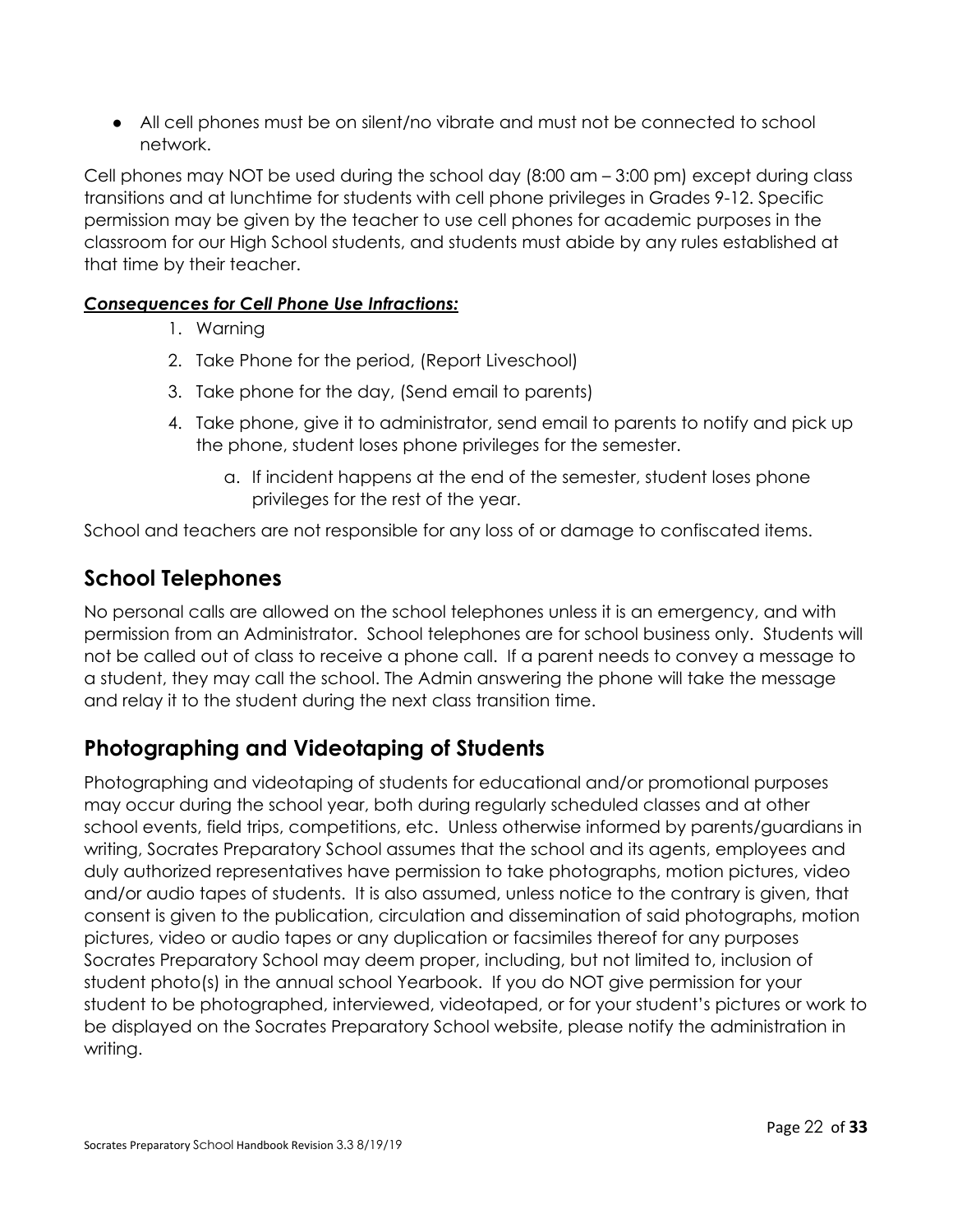- All cell phones must be on silent/no vibrate and must not be connected to school network.

Cell phones may NOT be used during the school day (8:00 am – 3:00 pm) except during class transitions and at lunchtime for students with cell phone privileges in Grades 9-12. Specific permission may be given by the teacher to use cell phones for academic purposes in the classroom for our High School students, and students must abide by any rules established at that time by their teacher.

***Consequences for Cell Phone Use Infractions:***

1. Warning
2. Take Phone for the period, (Report Liveschool)
3. Take phone for the day, (Send email to parents)
4. Take phone, give it to administrator, send email to parents to notify and pick up the phone, student loses phone privileges for the semester.
    a. If incident happens at the end of the semester, student loses phone privileges for the rest of the year.

School and teachers are not responsible for any loss of or damage to confiscated items.

## School Telephones

No personal calls are allowed on the school telephones unless it is an emergency, and with permission from an Administrator. School telephones are for school business only. Students will not be called out of class to receive a phone call. If a parent needs to convey a message to a student, they may call the school. The Admin answering the phone will take the message and relay it to the student during the next class transition time.

## Photographing and Videotaping of Students

Photographing and videotaping of students for educational and/or promotional purposes may occur during the school year, both during regularly scheduled classes and at other school events, field trips, competitions, etc. Unless otherwise informed by parents/guardians in writing, Socrates Preparatory School assumes that the school and its agents, employees and duly authorized representatives have permission to take photographs, motion pictures, video and/or audio tapes of students. It is also assumed, unless notice to the contrary is given, that consent is given to the publication, circulation and dissemination of said photographs, motion pictures, video or audio tapes or any duplication or facsimiles thereof for any purposes Socrates Preparatory School may deem proper, including, but not limited to, inclusion of student photo(s) in the annual school Yearbook. If you do NOT give permission for your student to be photographed, interviewed, videotaped, or for your student's pictures or work to be displayed on the Socrates Preparatory School website, please notify the administration in writing.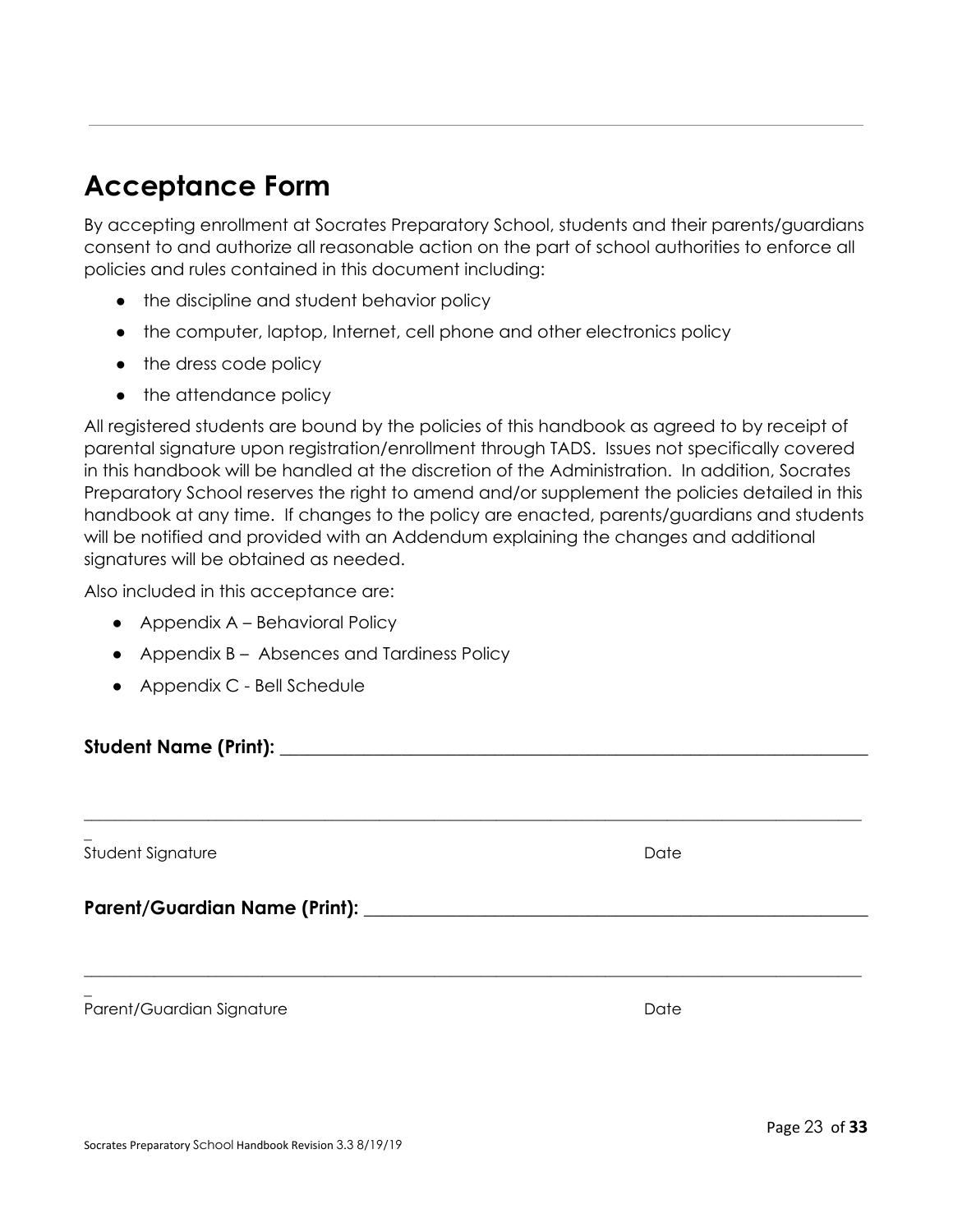# Acceptance Form

By accepting enrollment at Socrates Preparatory School, students and their parents/guardians consent to and authorize all reasonable action on the part of school authorities to enforce all policies and rules contained in this document including:

- the discipline and student behavior policy
- the computer, laptop, Internet, cell phone and other electronics policy
- the dress code policy
- the attendance policy

All registered students are bound by the policies of this handbook as agreed to by receipt of parental signature upon registration/enrollment through TADS. Issues not specifically covered in this handbook will be handled at the discretion of the Administration. In addition, Socrates Preparatory School reserves the right to amend and/or supplement the policies detailed in this handbook at any time. If changes to the policy are enacted, parents/guardians and students will be notified and provided with an Addendum explaining the changes and additional signatures will be obtained as needed.

Also included in this acceptance are:

- Appendix A – Behavioral Policy
- Appendix B – Absences and Tardiness Policy
- Appendix C - Bell Schedule

**Student Name (Print):** ______________________________________________

______________________________________________

Student Signature Date

**Parent/Guardian Name (Print):** ______________________________________________

______________________________________________

Parent/Guardian Signature Date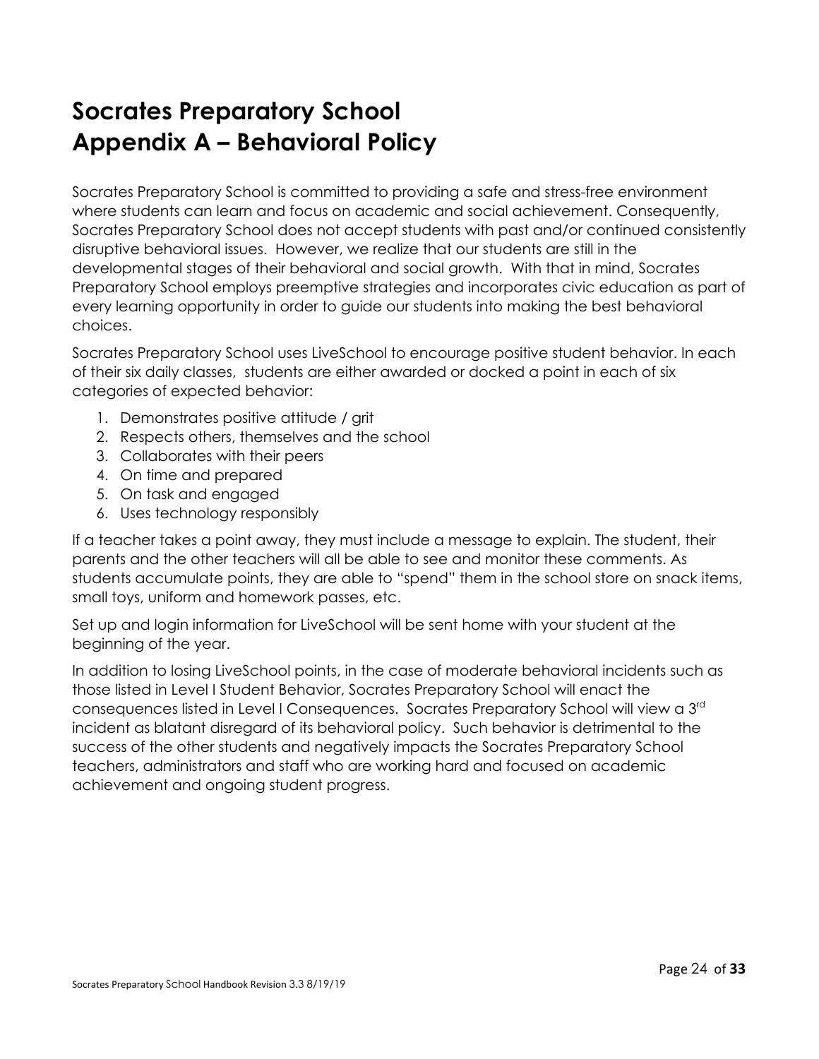# Socrates Preparatory School
# Appendix A – Behavioral Policy

Socrates Preparatory School is committed to providing a safe and stress-free environment where students can learn and focus on academic and social achievement. Consequently, Socrates Preparatory School does not accept students with past and/or continued consistently disruptive behavioral issues. However, we realize that our students are still in the developmental stages of their behavioral and social growth. With that in mind, Socrates Preparatory School employs preemptive strategies and incorporates civic education as part of every learning opportunity in order to guide our students into making the best behavioral choices.

Socrates Preparatory School uses LiveSchool to encourage positive student behavior. In each of their six daily classes, students are either awarded or docked a point in each of six categories of expected behavior:

1. Demonstrates positive attitude / grit
2. Respects others, themselves and the school
3. Collaborates with their peers
4. On time and prepared
5. On task and engaged
6. Uses technology responsibly

If a teacher takes a point away, they must include a message to explain. The student, their parents and the other teachers will all be able to see and monitor these comments. As students accumulate points, they are able to "spend" them in the school store on snack items, small toys, uniform and homework passes, etc.

Set up and login information for LiveSchool will be sent home with your student at the beginning of the year.

In addition to losing LiveSchool points, in the case of moderate behavioral incidents such as those listed in Level I Student Behavior, Socrates Preparatory School will enact the consequences listed in Level I Consequences. Socrates Preparatory School will view a 3rd incident as blatant disregard of its behavioral policy. Such behavior is detrimental to the success of the other students and negatively impacts the Socrates Preparatory School teachers, administrators and staff who are working hard and focused on academic achievement and ongoing student progress.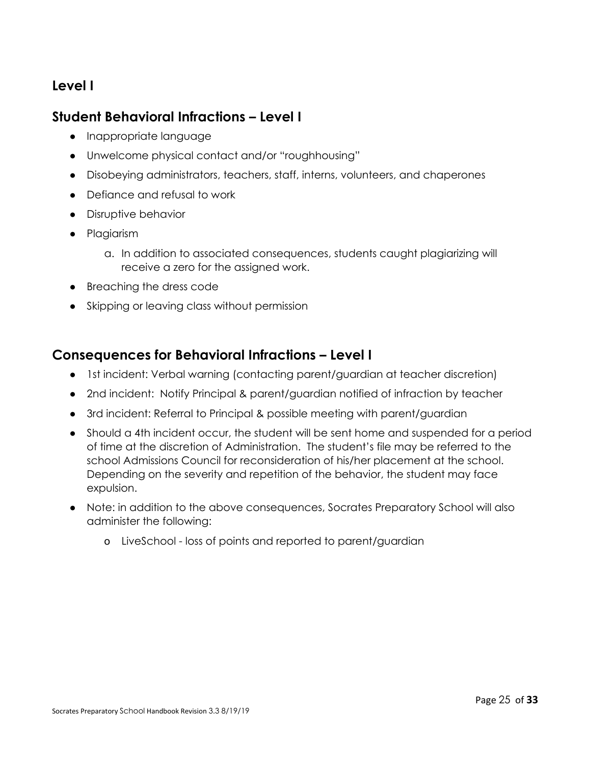## Level I

## Student Behavioral Infractions – Level I

- Inappropriate language
- Unwelcome physical contact and/or "roughhousing"
- Disobeying administrators, teachers, staff, interns, volunteers, and chaperones
- Defiance and refusal to work
- Disruptive behavior
- Plagiarism
    a. In addition to associated consequences, students caught plagiarizing will receive a zero for the assigned work.
- Breaching the dress code
- Skipping or leaving class without permission

## Consequences for Behavioral Infractions – Level I

- 1st incident: Verbal warning (contacting parent/guardian at teacher discretion)
- 2nd incident: Notify Principal & parent/guardian notified of infraction by teacher
- 3rd incident: Referral to Principal & possible meeting with parent/guardian
- Should a 4th incident occur, the student will be sent home and suspended for a period of time at the discretion of Administration. The student's file may be referred to the school Admissions Council for reconsideration of his/her placement at the school. Depending on the severity and repetition of the behavior, the student may face expulsion.
- Note: in addition to the above consequences, Socrates Preparatory School will also administer the following:
    - LiveSchool - loss of points and reported to parent/guardian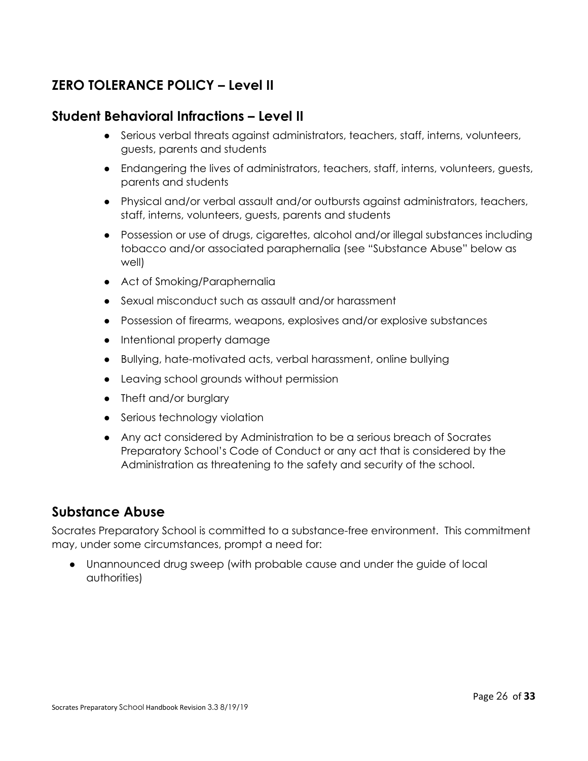## ZERO TOLERANCE POLICY – Level II

## Student Behavioral Infractions – Level II

- Serious verbal threats against administrators, teachers, staff, interns, volunteers, guests, parents and students
- Endangering the lives of administrators, teachers, staff, interns, volunteers, guests, parents and students
- Physical and/or verbal assault and/or outbursts against administrators, teachers, staff, interns, volunteers, guests, parents and students
- Possession or use of drugs, cigarettes, alcohol and/or illegal substances including tobacco and/or associated paraphernalia (see "Substance Abuse" below as well)
- Act of Smoking/Paraphernalia
- Sexual misconduct such as assault and/or harassment
- Possession of firearms, weapons, explosives and/or explosive substances
- Intentional property damage
- Bullying, hate-motivated acts, verbal harassment, online bullying
- Leaving school grounds without permission
- Theft and/or burglary
- Serious technology violation
- Any act considered by Administration to be a serious breach of Socrates Preparatory School's Code of Conduct or any act that is considered by the Administration as threatening to the safety and security of the school.

## Substance Abuse

Socrates Preparatory School is committed to a substance-free environment. This commitment may, under some circumstances, prompt a need for:

- Unannounced drug sweep (with probable cause and under the guide of local authorities)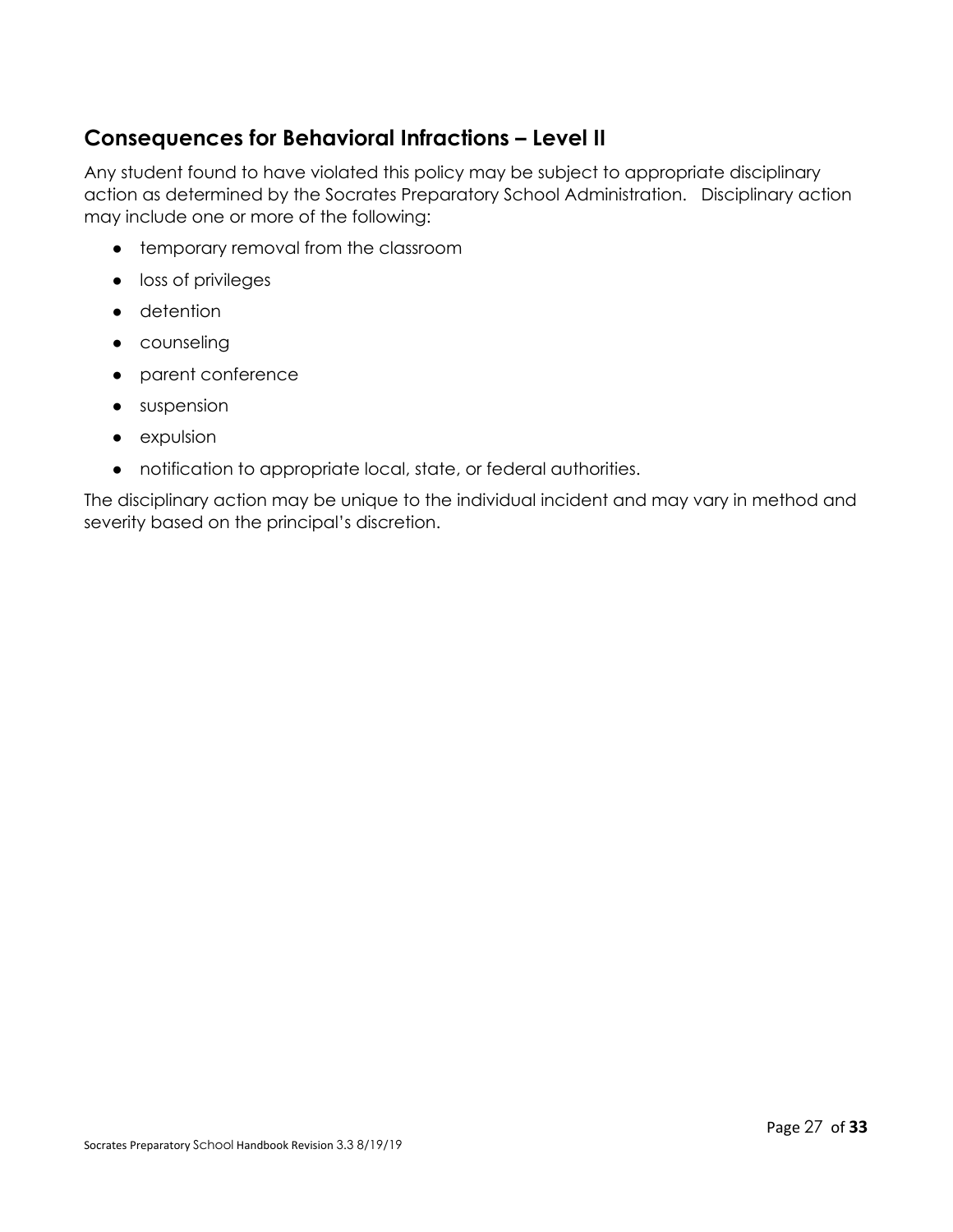## Consequences for Behavioral Infractions – Level II

Any student found to have violated this policy may be subject to appropriate disciplinary action as determined by the Socrates Preparatory School Administration. Disciplinary action may include one or more of the following:

- temporary removal from the classroom
- loss of privileges
- detention
- counseling
- parent conference
- suspension
- expulsion
- notification to appropriate local, state, or federal authorities.

The disciplinary action may be unique to the individual incident and may vary in method and severity based on the principal's discretion.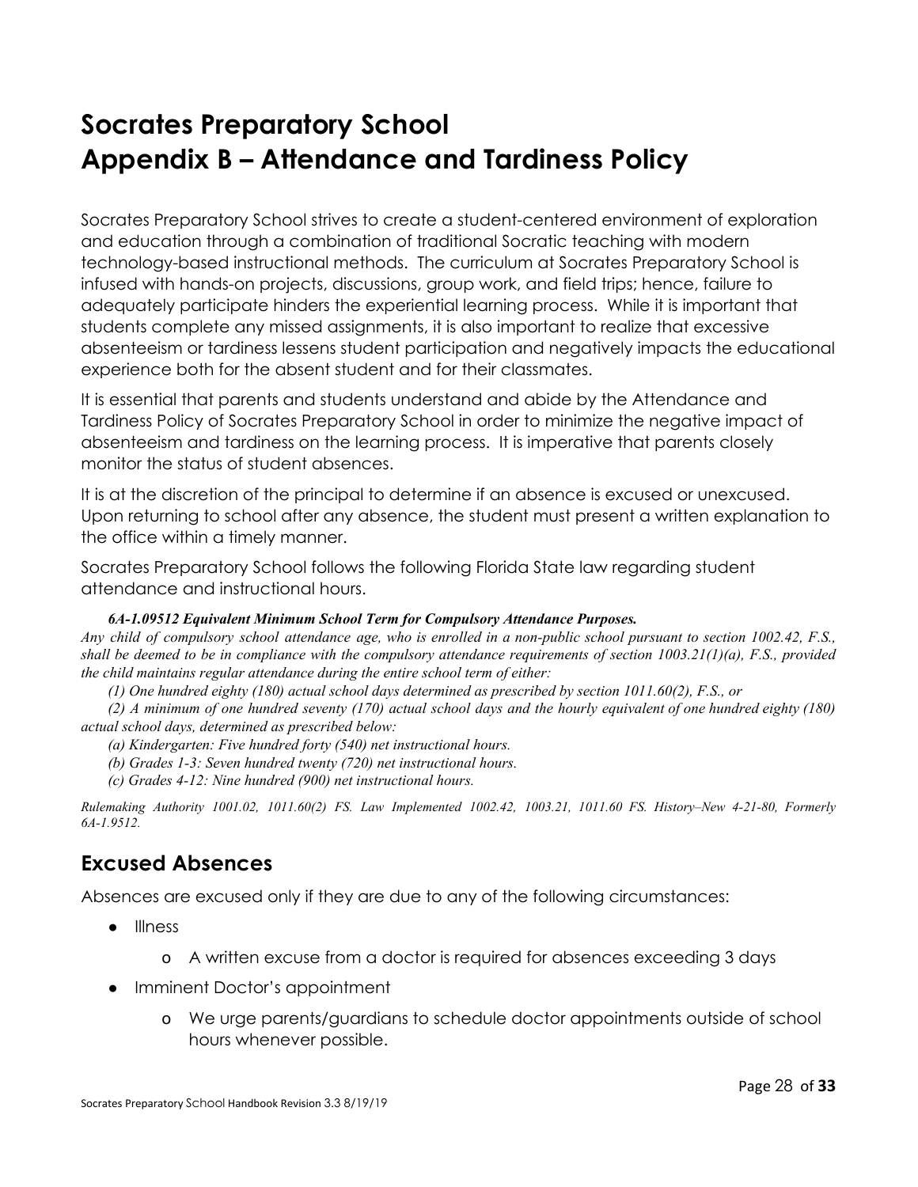# Socrates Preparatory School
# Appendix B – Attendance and Tardiness Policy

Socrates Preparatory School strives to create a student-centered environment of exploration and education through a combination of traditional Socratic teaching with modern technology-based instructional methods. The curriculum at Socrates Preparatory School is infused with hands-on projects, discussions, group work, and field trips; hence, failure to adequately participate hinders the experiential learning process. While it is important that students complete any missed assignments, it is also important to realize that excessive absenteeism or tardiness lessens student participation and negatively impacts the educational experience both for the absent student and for their classmates.

It is essential that parents and students understand and abide by the Attendance and Tardiness Policy of Socrates Preparatory School in order to minimize the negative impact of absenteeism and tardiness on the learning process. It is imperative that parents closely monitor the status of student absences.

It is at the discretion of the principal to determine if an absence is excused or unexcused. Upon returning to school after any absence, the student must present a written explanation to the office within a timely manner.

Socrates Preparatory School follows the following Florida State law regarding student attendance and instructional hours.

***6A-1.09512 Equivalent Minimum School Term for Compulsory Attendance Purposes.***

*Any child of compulsory school attendance age, who is enrolled in a non-public school pursuant to section 1002.42, F.S., shall be deemed to be in compliance with the compulsory attendance requirements of section 1003.21(1)(a), F.S., provided the child maintains regular attendance during the entire school term of either:*

*(1) One hundred eighty (180) actual school days determined as prescribed by section 1011.60(2), F.S., or*

*(2) A minimum of one hundred seventy (170) actual school days and the hourly equivalent of one hundred eighty (180) actual school days, determined as prescribed below:*

*(a) Kindergarten: Five hundred forty (540) net instructional hours.*

*(b) Grades 1-3: Seven hundred twenty (720) net instructional hours.*

*(c) Grades 4-12: Nine hundred (900) net instructional hours.*

*Rulemaking Authority 1001.02, 1011.60(2) FS. Law Implemented 1002.42, 1003.21, 1011.60 FS. History–New 4-21-80, Formerly 6A-1.9512.*

## Excused Absences

Absences are excused only if they are due to any of the following circumstances:

- Illness
  - A written excuse from a doctor is required for absences exceeding 3 days
- Imminent Doctor's appointment
  - We urge parents/guardians to schedule doctor appointments outside of school hours whenever possible.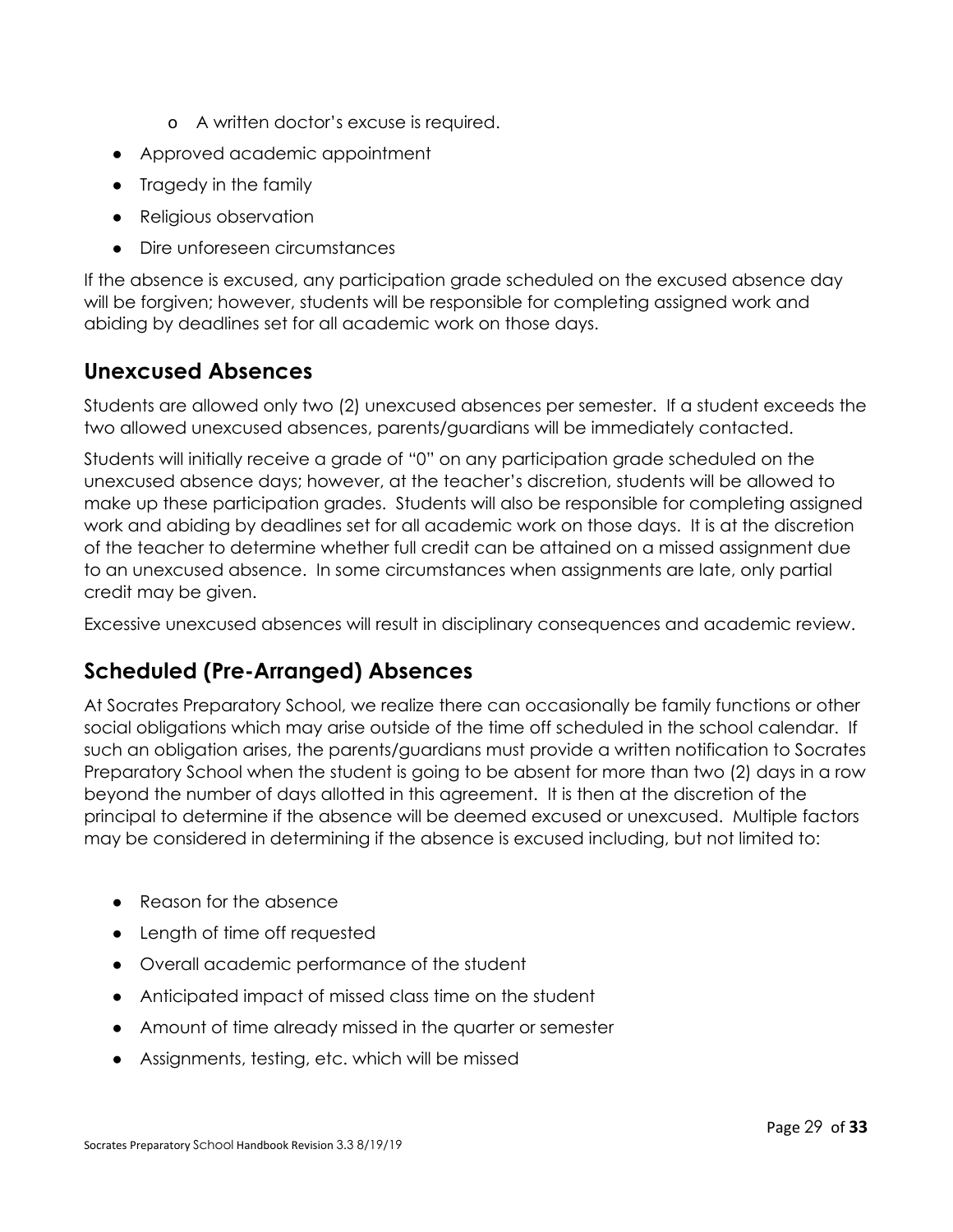- A written doctor's excuse is required.
- Approved academic appointment
- Tragedy in the family
- Religious observation
- Dire unforeseen circumstances

If the absence is excused, any participation grade scheduled on the excused absence day will be forgiven; however, students will be responsible for completing assigned work and abiding by deadlines set for all academic work on those days.

## Unexcused Absences

Students are allowed only two (2) unexcused absences per semester. If a student exceeds the two allowed unexcused absences, parents/guardians will be immediately contacted.

Students will initially receive a grade of "0" on any participation grade scheduled on the unexcused absence days; however, at the teacher's discretion, students will be allowed to make up these participation grades. Students will also be responsible for completing assigned work and abiding by deadlines set for all academic work on those days. It is at the discretion of the teacher to determine whether full credit can be attained on a missed assignment due to an unexcused absence. In some circumstances when assignments are late, only partial credit may be given.

Excessive unexcused absences will result in disciplinary consequences and academic review.

## Scheduled (Pre-Arranged) Absences

At Socrates Preparatory School, we realize there can occasionally be family functions or other social obligations which may arise outside of the time off scheduled in the school calendar. If such an obligation arises, the parents/guardians must provide a written notification to Socrates Preparatory School when the student is going to be absent for more than two (2) days in a row beyond the number of days allotted in this agreement. It is then at the discretion of the principal to determine if the absence will be deemed excused or unexcused. Multiple factors may be considered in determining if the absence is excused including, but not limited to:

- Reason for the absence
- Length of time off requested
- Overall academic performance of the student
- Anticipated impact of missed class time on the student
- Amount of time already missed in the quarter or semester
- Assignments, testing, etc. which will be missed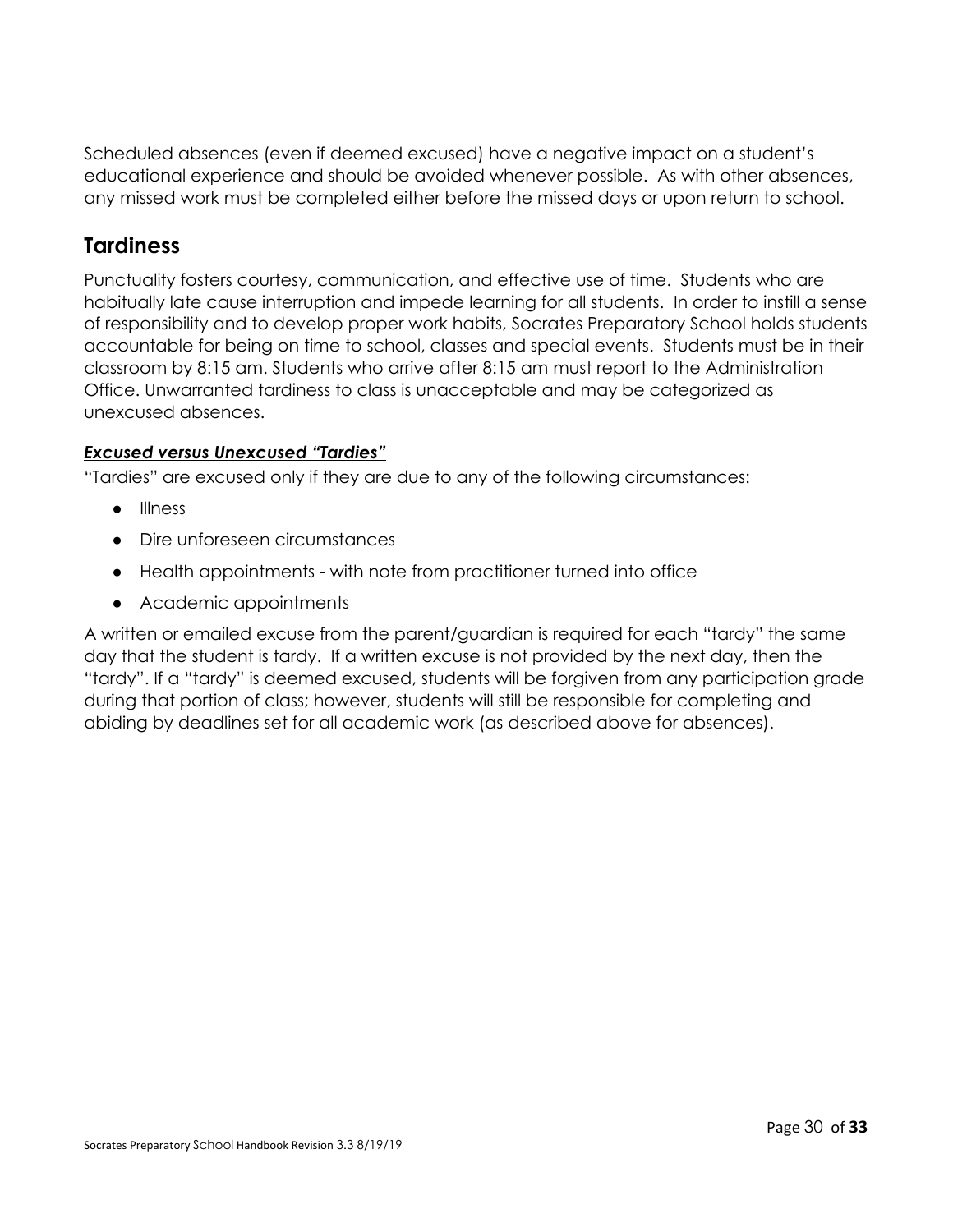Scheduled absences (even if deemed excused) have a negative impact on a student's educational experience and should be avoided whenever possible. As with other absences, any missed work must be completed either before the missed days or upon return to school.

## Tardiness

Punctuality fosters courtesy, communication, and effective use of time. Students who are habitually late cause interruption and impede learning for all students. In order to instill a sense of responsibility and to develop proper work habits, Socrates Preparatory School holds students accountable for being on time to school, classes and special events. Students must be in their classroom by 8:15 am. Students who arrive after 8:15 am must report to the Administration Office. Unwarranted tardiness to class is unacceptable and may be categorized as unexcused absences.

### ***Excused versus Unexcused "Tardies"***

"Tardies" are excused only if they are due to any of the following circumstances:

- Illness
- Dire unforeseen circumstances
- Health appointments - with note from practitioner turned into office
- Academic appointments

A written or emailed excuse from the parent/guardian is required for each "tardy" the same day that the student is tardy. If a written excuse is not provided by the next day, then the "tardy". If a "tardy" is deemed excused, students will be forgiven from any participation grade during that portion of class; however, students will still be responsible for completing and abiding by deadlines set for all academic work (as described above for absences).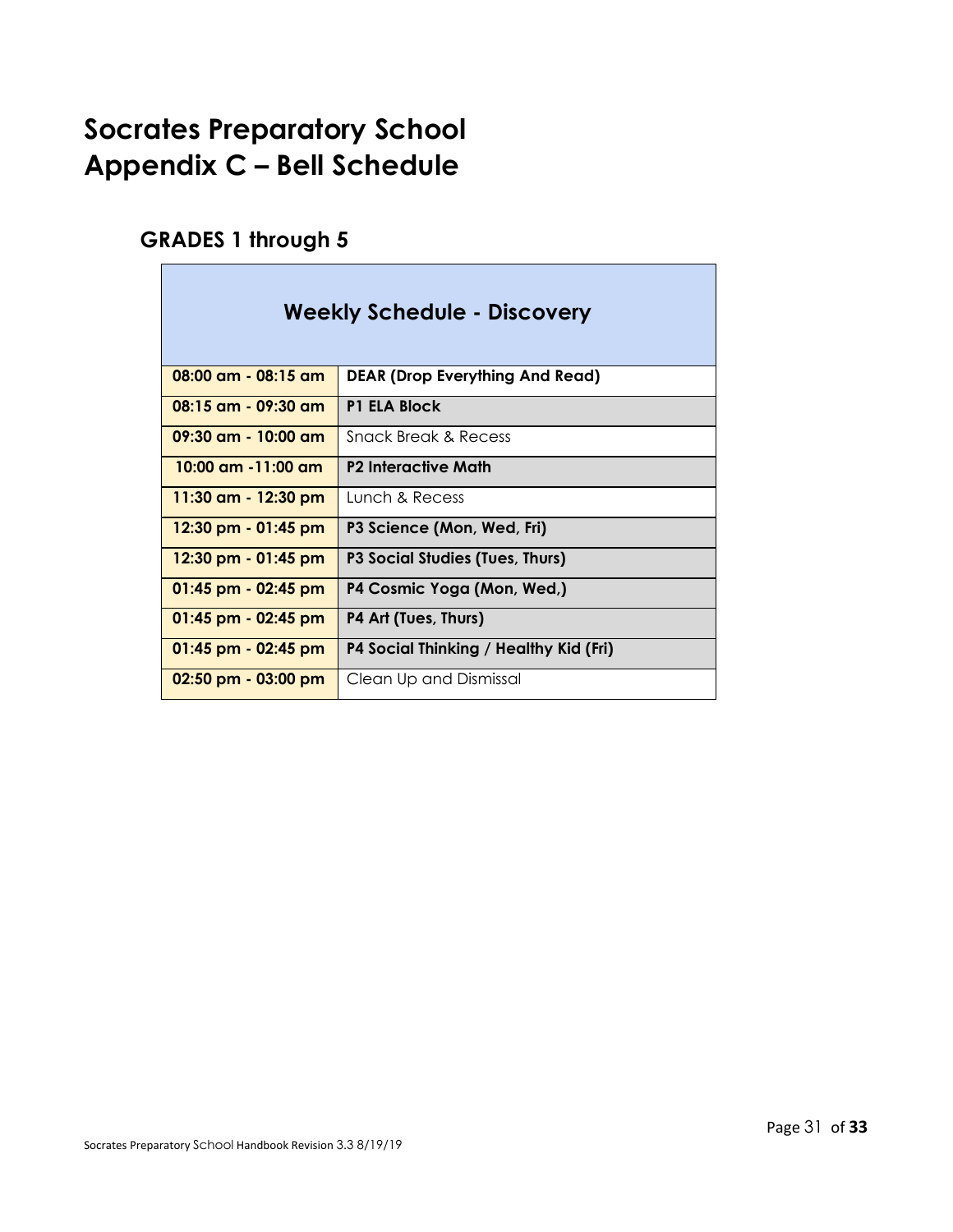# Socrates Preparatory School
# Appendix C – Bell Schedule

## GRADES 1 through 5

| Weekly Schedule - Discovery | |
|---|---|
| **08:00 am - 08:15 am** | **DEAR (Drop Everything And Read)** |
| **08:15 am - 09:30 am** | **P1 ELA Block** |
| **09:30 am - 10:00 am** | Snack Break & Recess |
| **10:00 am -11:00 am** | **P2 Interactive Math** |
| **11:30 am - 12:30 pm** | Lunch & Recess |
| **12:30 pm - 01:45 pm** | **P3 Science (Mon, Wed, Fri)** |
| **12:30 pm - 01:45 pm** | **P3 Social Studies (Tues, Thurs)** |
| **01:45 pm - 02:45 pm** | **P4 Cosmic Yoga (Mon, Wed,)** |
| **01:45 pm - 02:45 pm** | **P4 Art (Tues, Thurs)** |
| **01:45 pm - 02:45 pm** | **P4 Social Thinking / Healthy Kid (Fri)** |
| **02:50 pm - 03:00 pm** | Clean Up and Dismissal |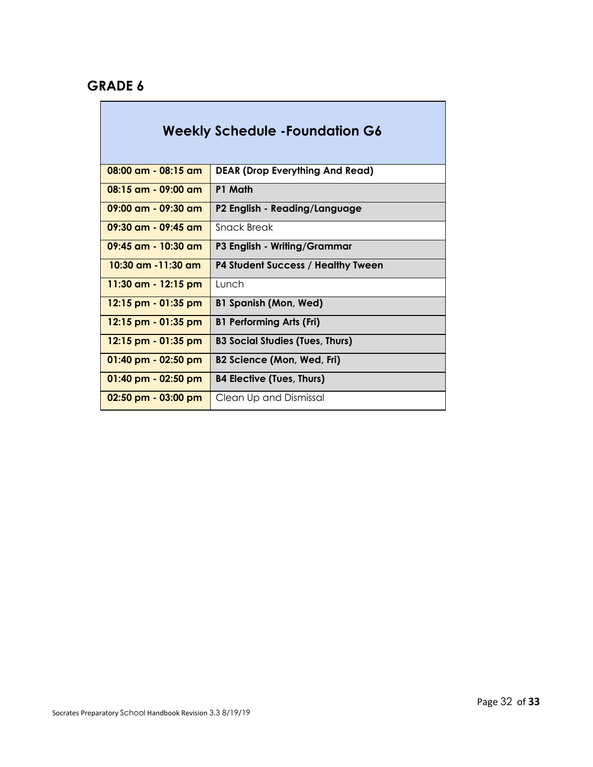## GRADE 6

| Weekly Schedule -Foundation G6 | |
|---|---|
| 08:00 am - 08:15 am | **DEAR (Drop Everything And Read)** |
| 08:15 am - 09:00 am | **P1 Math** |
| 09:00 am - 09:30 am | **P2 English - Reading/Language** |
| 09:30 am - 09:45 am | Snack Break |
| 09:45 am - 10:30 am | **P3 English - Writing/Grammar** |
| 10:30 am -11:30 am | **P4 Student Success / Healthy Tween** |
| 11:30 am - 12:15 pm | Lunch |
| 12:15 pm - 01:35 pm | **B1 Spanish (Mon, Wed)** |
| 12:15 pm - 01:35 pm | **B1 Performing Arts (Fri)** |
| 12:15 pm - 01:35 pm | **B3 Social Studies (Tues, Thurs)** |
| 01:40 pm - 02:50 pm | **B2 Science (Mon, Wed, Fri)** |
| 01:40 pm - 02:50 pm | **B4 Elective (Tues, Thurs)** |
| 02:50 pm - 03:00 pm | Clean Up and Dismissal |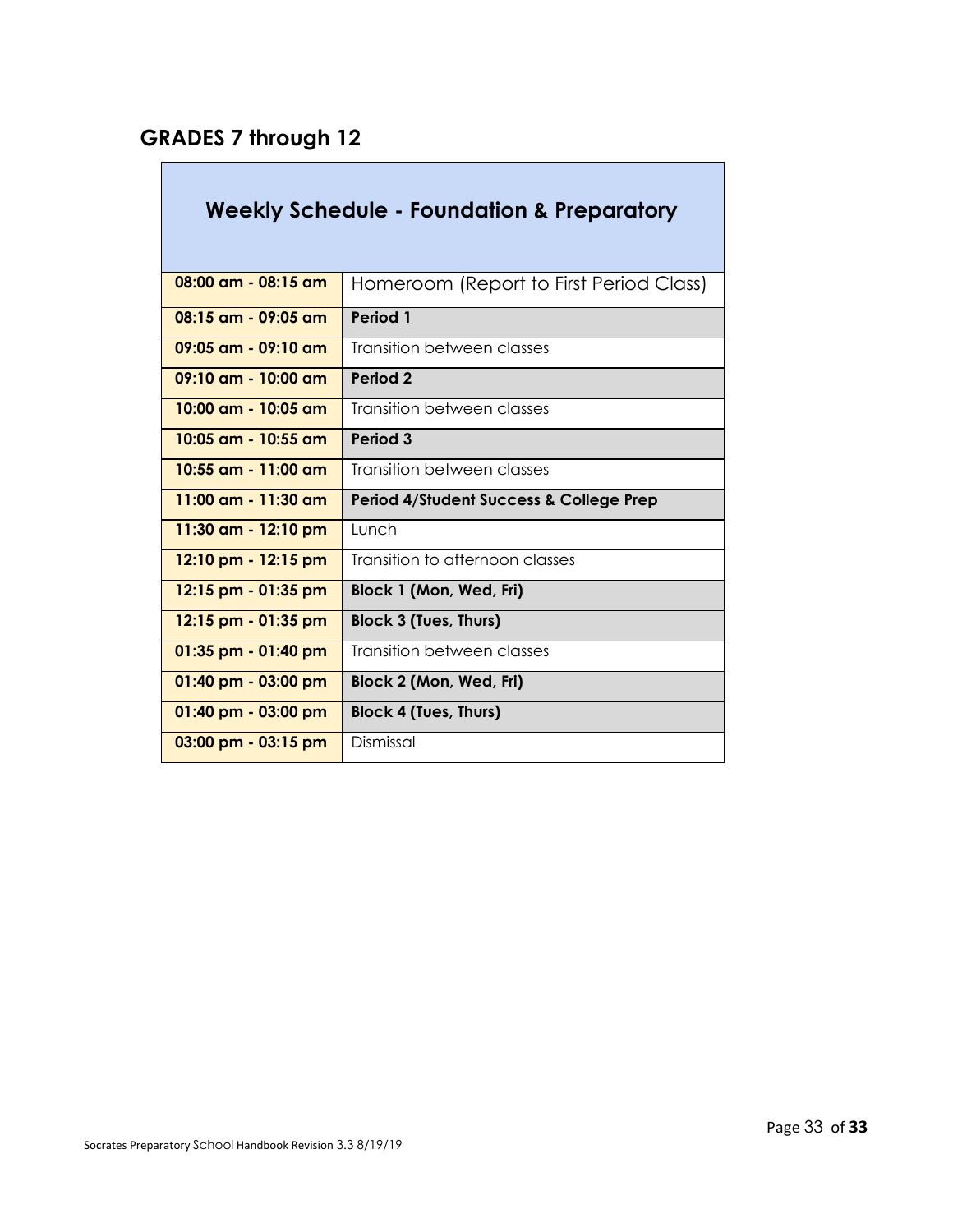## GRADES 7 through 12

| Weekly Schedule - Foundation & Preparatory | |
|---|---|
| **08:00 am - 08:15 am** | Homeroom (Report to First Period Class) |
| **08:15 am - 09:05 am** | **Period 1** |
| **09:05 am - 09:10 am** | Transition between classes |
| **09:10 am - 10:00 am** | **Period 2** |
| **10:00 am - 10:05 am** | Transition between classes |
| **10:05 am - 10:55 am** | **Period 3** |
| **10:55 am - 11:00 am** | Transition between classes |
| **11:00 am - 11:30 am** | **Period 4/Student Success & College Prep** |
| **11:30 am - 12:10 pm** | Lunch |
| **12:10 pm - 12:15 pm** | Transition to afternoon classes |
| **12:15 pm - 01:35 pm** | **Block 1 (Mon, Wed, Fri)** |
| **12:15 pm - 01:35 pm** | **Block 3 (Tues, Thurs)** |
| **01:35 pm - 01:40 pm** | Transition between classes |
| **01:40 pm - 03:00 pm** | **Block 2 (Mon, Wed, Fri)** |
| **01:40 pm - 03:00 pm** | **Block 4 (Tues, Thurs)** |
| **03:00 pm - 03:15 pm** | Dismissal |